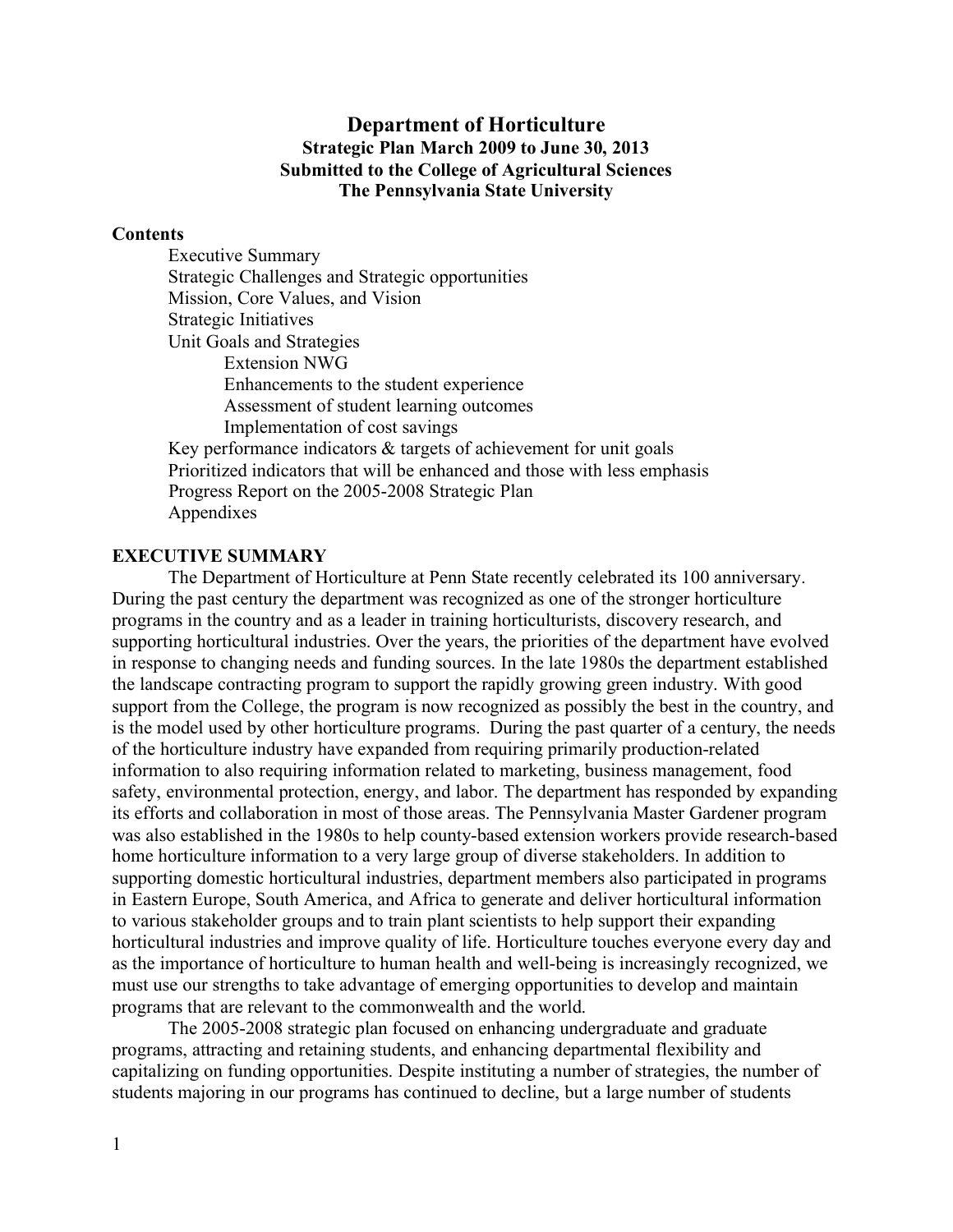# Department of Horticulture

## Strategic Plan March 2009 to June 30, 2013
## Submitted to the College of Agricultural Sciences
## The Pennsylvania State University

**Contents**

- Executive Summary
- Strategic Challenges and Strategic opportunities
- Mission, Core Values, and Vision
- Strategic Initiatives
- Unit Goals and Strategies
  - Extension NWG
  - Enhancements to the student experience
  - Assessment of student learning outcomes
  - Implementation of cost savings
- Key performance indicators & targets of achievement for unit goals
- Prioritized indicators that will be enhanced and those with less emphasis
- Progress Report on the 2005-2008 Strategic Plan
- Appendixes

## EXECUTIVE SUMMARY

The Department of Horticulture at Penn State recently celebrated its 100 anniversary. During the past century the department was recognized as one of the stronger horticulture programs in the country and as a leader in training horticulturists, discovery research, and supporting horticultural industries. Over the years, the priorities of the department have evolved in response to changing needs and funding sources. In the late 1980s the department established the landscape contracting program to support the rapidly growing green industry. With good support from the College, the program is now recognized as possibly the best in the country, and is the model used by other horticulture programs. During the past quarter of a century, the needs of the horticulture industry have expanded from requiring primarily production-related information to also requiring information related to marketing, business management, food safety, environmental protection, energy, and labor. The department has responded by expanding its efforts and collaboration in most of those areas. The Pennsylvania Master Gardener program was also established in the 1980s to help county-based extension workers provide research-based home horticulture information to a very large group of diverse stakeholders. In addition to supporting domestic horticultural industries, department members also participated in programs in Eastern Europe, South America, and Africa to generate and deliver horticultural information to various stakeholder groups and to train plant scientists to help support their expanding horticultural industries and improve quality of life. Horticulture touches everyone every day and as the importance of horticulture to human health and well-being is increasingly recognized, we must use our strengths to take advantage of emerging opportunities to develop and maintain programs that are relevant to the commonwealth and the world.

The 2005-2008 strategic plan focused on enhancing undergraduate and graduate programs, attracting and retaining students, and enhancing departmental flexibility and capitalizing on funding opportunities. Despite instituting a number of strategies, the number of students majoring in our programs has continued to decline, but a large number of students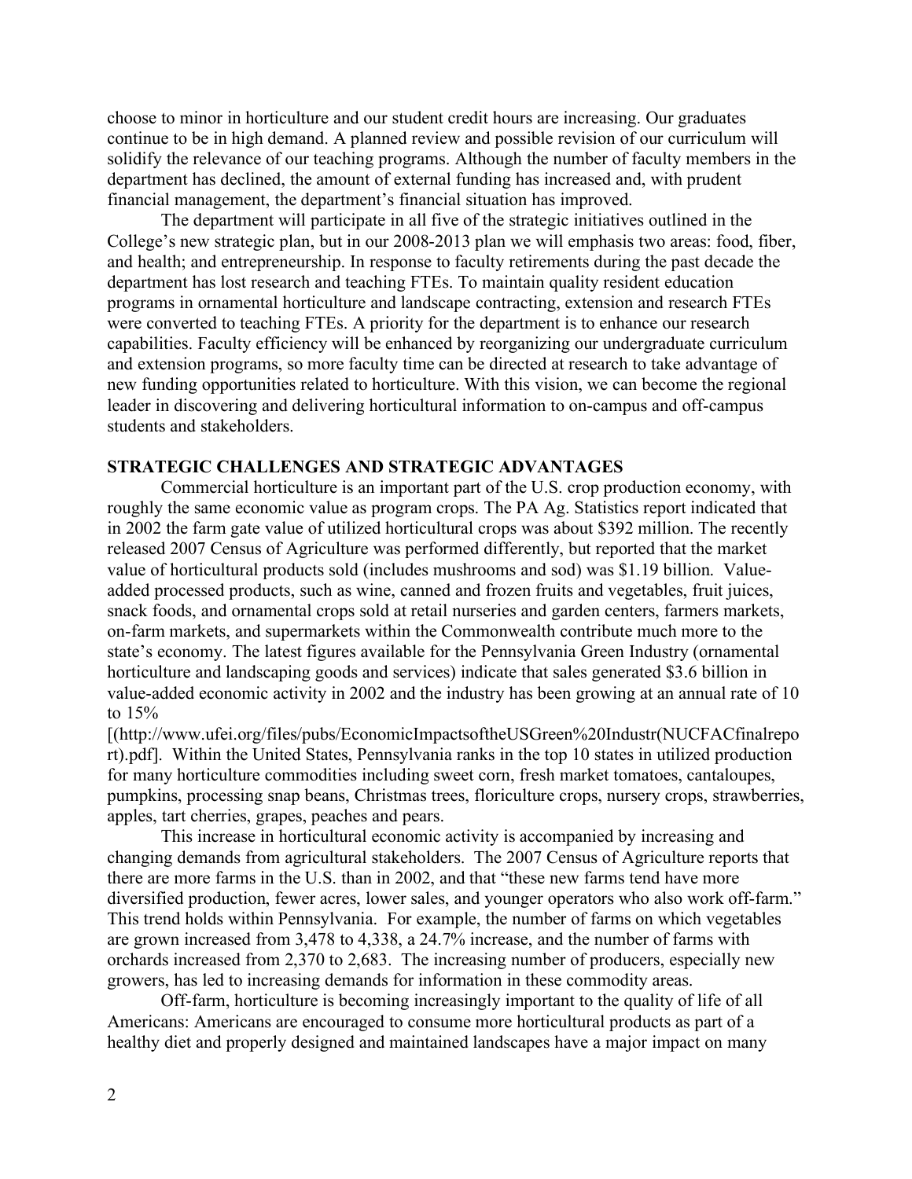choose to minor in horticulture and our student credit hours are increasing. Our graduates continue to be in high demand. A planned review and possible revision of our curriculum will solidify the relevance of our teaching programs. Although the number of faculty members in the department has declined, the amount of external funding has increased and, with prudent financial management, the department's financial situation has improved.

The department will participate in all five of the strategic initiatives outlined in the College's new strategic plan, but in our 2008-2013 plan we will emphasis two areas: food, fiber, and health; and entrepreneurship. In response to faculty retirements during the past decade the department has lost research and teaching FTEs. To maintain quality resident education programs in ornamental horticulture and landscape contracting, extension and research FTEs were converted to teaching FTEs. A priority for the department is to enhance our research capabilities. Faculty efficiency will be enhanced by reorganizing our undergraduate curriculum and extension programs, so more faculty time can be directed at research to take advantage of new funding opportunities related to horticulture. With this vision, we can become the regional leader in discovering and delivering horticultural information to on-campus and off-campus students and stakeholders.

## STRATEGIC CHALLENGES AND STRATEGIC ADVANTAGES

Commercial horticulture is an important part of the U.S. crop production economy, with roughly the same economic value as program crops. The PA Ag. Statistics report indicated that in 2002 the farm gate value of utilized horticultural crops was about $392 million. The recently released 2007 Census of Agriculture was performed differently, but reported that the market value of horticultural products sold (includes mushrooms and sod) was $1.19 billion. Value-added processed products, such as wine, canned and frozen fruits and vegetables, fruit juices, snack foods, and ornamental crops sold at retail nurseries and garden centers, farmers markets, on-farm markets, and supermarkets within the Commonwealth contribute much more to the state's economy. The latest figures available for the Pennsylvania Green Industry (ornamental horticulture and landscaping goods and services) indicate that sales generated $3.6 billion in value-added economic activity in 2002 and the industry has been growing at an annual rate of 10 to 15% [(http://www.ufei.org/files/pubs/EconomicImpactsoftheUSGreen%20Industr(NUCFACfinalreport).pdf]. Within the United States, Pennsylvania ranks in the top 10 states in utilized production for many horticulture commodities including sweet corn, fresh market tomatoes, cantaloupes, pumpkins, processing snap beans, Christmas trees, floriculture crops, nursery crops, strawberries, apples, tart cherries, grapes, peaches and pears.

This increase in horticultural economic activity is accompanied by increasing and changing demands from agricultural stakeholders. The 2007 Census of Agriculture reports that there are more farms in the U.S. than in 2002, and that "these new farms tend have more diversified production, fewer acres, lower sales, and younger operators who also work off-farm." This trend holds within Pennsylvania. For example, the number of farms on which vegetables are grown increased from 3,478 to 4,338, a 24.7% increase, and the number of farms with orchards increased from 2,370 to 2,683. The increasing number of producers, especially new growers, has led to increasing demands for information in these commodity areas.

Off-farm, horticulture is becoming increasingly important to the quality of life of all Americans: Americans are encouraged to consume more horticultural products as part of a healthy diet and properly designed and maintained landscapes have a major impact on many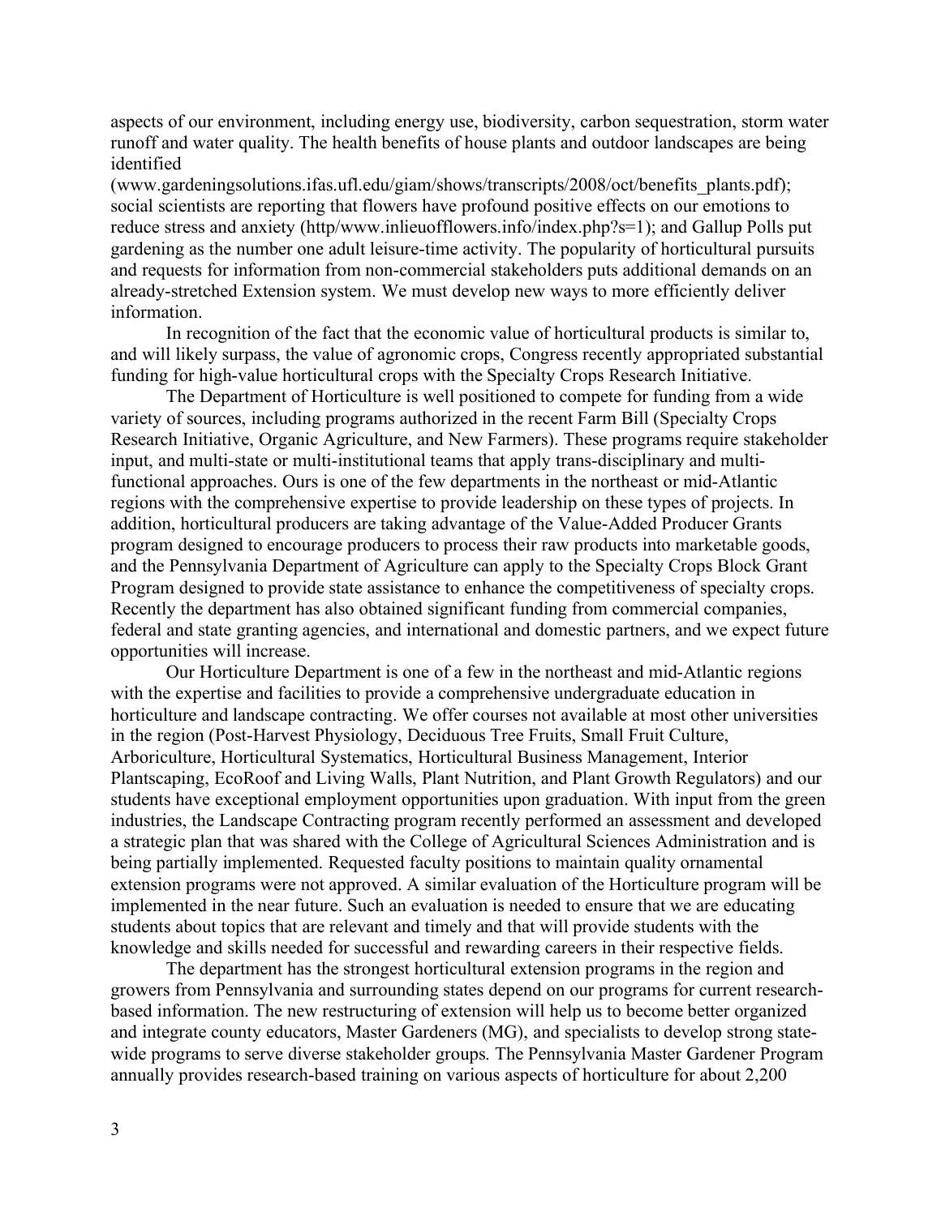aspects of our environment, including energy use, biodiversity, carbon sequestration, storm water runoff and water quality. The health benefits of house plants and outdoor landscapes are being identified (www.gardeningsolutions.ifas.ufl.edu/giam/shows/transcripts/2008/oct/benefits_plants.pdf); social scientists are reporting that flowers have profound positive effects on our emotions to reduce stress and anxiety (http/www.inlieuofflowers.info/index.php?s=1); and Gallup Polls put gardening as the number one adult leisure-time activity. The popularity of horticultural pursuits and requests for information from non-commercial stakeholders puts additional demands on an already-stretched Extension system. We must develop new ways to more efficiently deliver information.

In recognition of the fact that the economic value of horticultural products is similar to, and will likely surpass, the value of agronomic crops, Congress recently appropriated substantial funding for high-value horticultural crops with the Specialty Crops Research Initiative.

The Department of Horticulture is well positioned to compete for funding from a wide variety of sources, including programs authorized in the recent Farm Bill (Specialty Crops Research Initiative, Organic Agriculture, and New Farmers). These programs require stakeholder input, and multi-state or multi-institutional teams that apply trans-disciplinary and multi-functional approaches. Ours is one of the few departments in the northeast or mid-Atlantic regions with the comprehensive expertise to provide leadership on these types of projects. In addition, horticultural producers are taking advantage of the Value-Added Producer Grants program designed to encourage producers to process their raw products into marketable goods, and the Pennsylvania Department of Agriculture can apply to the Specialty Crops Block Grant Program designed to provide state assistance to enhance the competitiveness of specialty crops. Recently the department has also obtained significant funding from commercial companies, federal and state granting agencies, and international and domestic partners, and we expect future opportunities will increase.

Our Horticulture Department is one of a few in the northeast and mid-Atlantic regions with the expertise and facilities to provide a comprehensive undergraduate education in horticulture and landscape contracting. We offer courses not available at most other universities in the region (Post-Harvest Physiology, Deciduous Tree Fruits, Small Fruit Culture, Arboriculture, Horticultural Systematics, Horticultural Business Management, Interior Plantscaping, EcoRoof and Living Walls, Plant Nutrition, and Plant Growth Regulators) and our students have exceptional employment opportunities upon graduation. With input from the green industries, the Landscape Contracting program recently performed an assessment and developed a strategic plan that was shared with the College of Agricultural Sciences Administration and is being partially implemented. Requested faculty positions to maintain quality ornamental extension programs were not approved. A similar evaluation of the Horticulture program will be implemented in the near future. Such an evaluation is needed to ensure that we are educating students about topics that are relevant and timely and that will provide students with the knowledge and skills needed for successful and rewarding careers in their respective fields.

The department has the strongest horticultural extension programs in the region and growers from Pennsylvania and surrounding states depend on our programs for current research-based information. The new restructuring of extension will help us to become better organized and integrate county educators, Master Gardeners (MG), and specialists to develop strong state-wide programs to serve diverse stakeholder groups. The Pennsylvania Master Gardener Program annually provides research-based training on various aspects of horticulture for about 2,200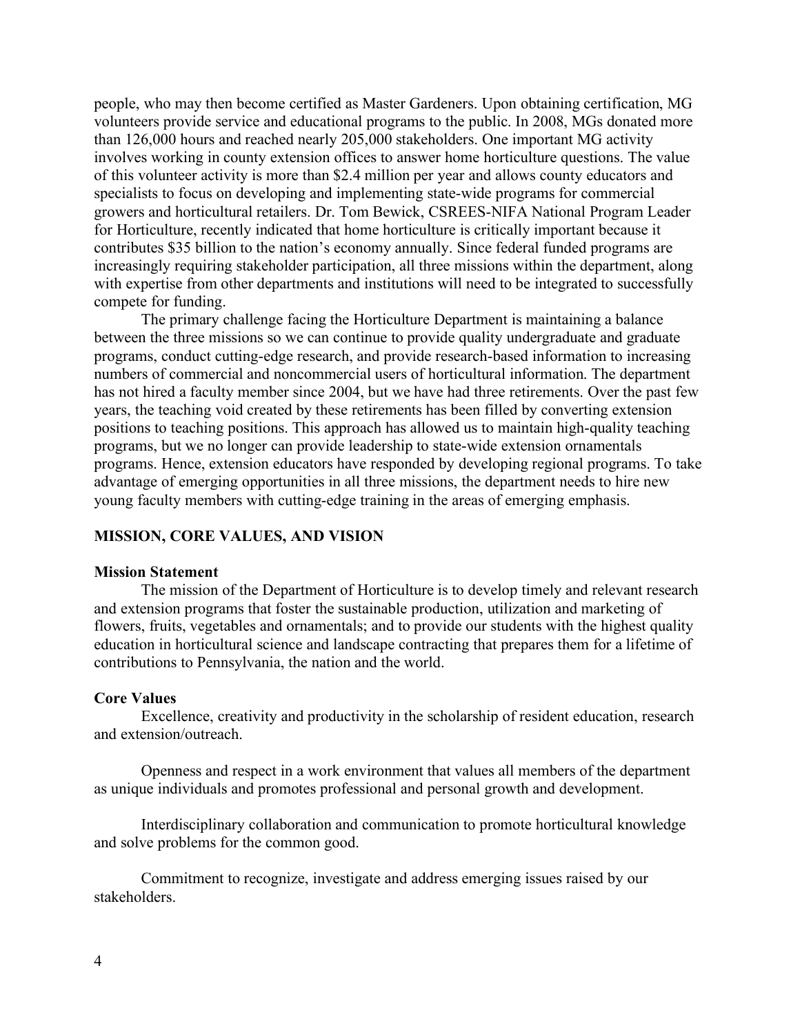people, who may then become certified as Master Gardeners. Upon obtaining certification, MG volunteers provide service and educational programs to the public. In 2008, MGs donated more than 126,000 hours and reached nearly 205,000 stakeholders. One important MG activity involves working in county extension offices to answer home horticulture questions. The value of this volunteer activity is more than $2.4 million per year and allows county educators and specialists to focus on developing and implementing state-wide programs for commercial growers and horticultural retailers. Dr. Tom Bewick, CSREES-NIFA National Program Leader for Horticulture, recently indicated that home horticulture is critically important because it contributes $35 billion to the nation's economy annually. Since federal funded programs are increasingly requiring stakeholder participation, all three missions within the department, along with expertise from other departments and institutions will need to be integrated to successfully compete for funding.

The primary challenge facing the Horticulture Department is maintaining a balance between the three missions so we can continue to provide quality undergraduate and graduate programs, conduct cutting-edge research, and provide research-based information to increasing numbers of commercial and noncommercial users of horticultural information. The department has not hired a faculty member since 2004, but we have had three retirements. Over the past few years, the teaching void created by these retirements has been filled by converting extension positions to teaching positions. This approach has allowed us to maintain high-quality teaching programs, but we no longer can provide leadership to state-wide extension ornamentals programs. Hence, extension educators have responded by developing regional programs. To take advantage of emerging opportunities in all three missions, the department needs to hire new young faculty members with cutting-edge training in the areas of emerging emphasis.

## MISSION, CORE VALUES, AND VISION

### Mission Statement

The mission of the Department of Horticulture is to develop timely and relevant research and extension programs that foster the sustainable production, utilization and marketing of flowers, fruits, vegetables and ornamentals; and to provide our students with the highest quality education in horticultural science and landscape contracting that prepares them for a lifetime of contributions to Pennsylvania, the nation and the world.

### Core Values

Excellence, creativity and productivity in the scholarship of resident education, research and extension/outreach.

Openness and respect in a work environment that values all members of the department as unique individuals and promotes professional and personal growth and development.

Interdisciplinary collaboration and communication to promote horticultural knowledge and solve problems for the common good.

Commitment to recognize, investigate and address emerging issues raised by our stakeholders.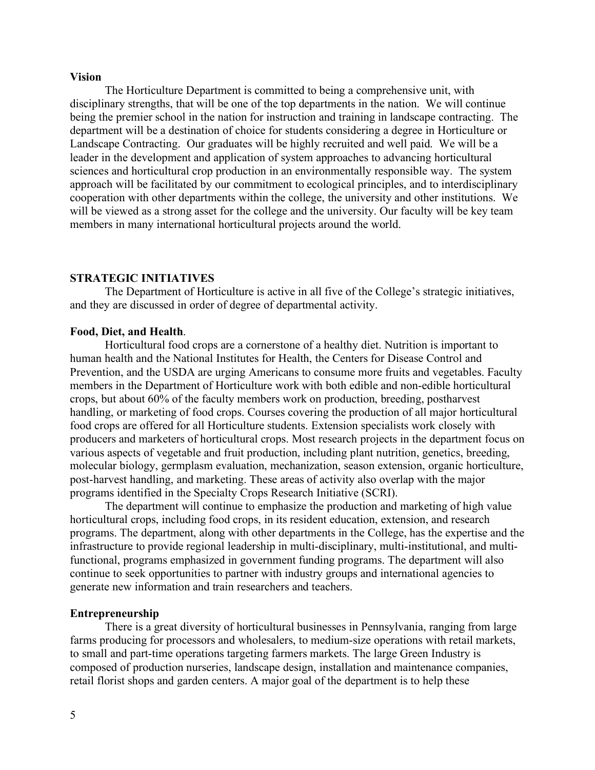**Vision**

The Horticulture Department is committed to being a comprehensive unit, with disciplinary strengths, that will be one of the top departments in the nation. We will continue being the premier school in the nation for instruction and training in landscape contracting. The department will be a destination of choice for students considering a degree in Horticulture or Landscape Contracting. Our graduates will be highly recruited and well paid. We will be a leader in the development and application of system approaches to advancing horticultural sciences and horticultural crop production in an environmentally responsible way. The system approach will be facilitated by our commitment to ecological principles, and to interdisciplinary cooperation with other departments within the college, the university and other institutions. We will be viewed as a strong asset for the college and the university. Our faculty will be key team members in many international horticultural projects around the world.

## STRATEGIC INITIATIVES

The Department of Horticulture is active in all five of the College's strategic initiatives, and they are discussed in order of degree of departmental activity.

**Food, Diet, and Health**.

Horticultural food crops are a cornerstone of a healthy diet. Nutrition is important to human health and the National Institutes for Health, the Centers for Disease Control and Prevention, and the USDA are urging Americans to consume more fruits and vegetables. Faculty members in the Department of Horticulture work with both edible and non-edible horticultural crops, but about 60% of the faculty members work on production, breeding, postharvest handling, or marketing of food crops. Courses covering the production of all major horticultural food crops are offered for all Horticulture students. Extension specialists work closely with producers and marketers of horticultural crops. Most research projects in the department focus on various aspects of vegetable and fruit production, including plant nutrition, genetics, breeding, molecular biology, germplasm evaluation, mechanization, season extension, organic horticulture, post-harvest handling, and marketing. These areas of activity also overlap with the major programs identified in the Specialty Crops Research Initiative (SCRI).

The department will continue to emphasize the production and marketing of high value horticultural crops, including food crops, in its resident education, extension, and research programs. The department, along with other departments in the College, has the expertise and the infrastructure to provide regional leadership in multi-disciplinary, multi-institutional, and multi-functional, programs emphasized in government funding programs. The department will also continue to seek opportunities to partner with industry groups and international agencies to generate new information and train researchers and teachers.

**Entrepreneurship**

There is a great diversity of horticultural businesses in Pennsylvania, ranging from large farms producing for processors and wholesalers, to medium-size operations with retail markets, to small and part-time operations targeting farmers markets. The large Green Industry is composed of production nurseries, landscape design, installation and maintenance companies, retail florist shops and garden centers. A major goal of the department is to help these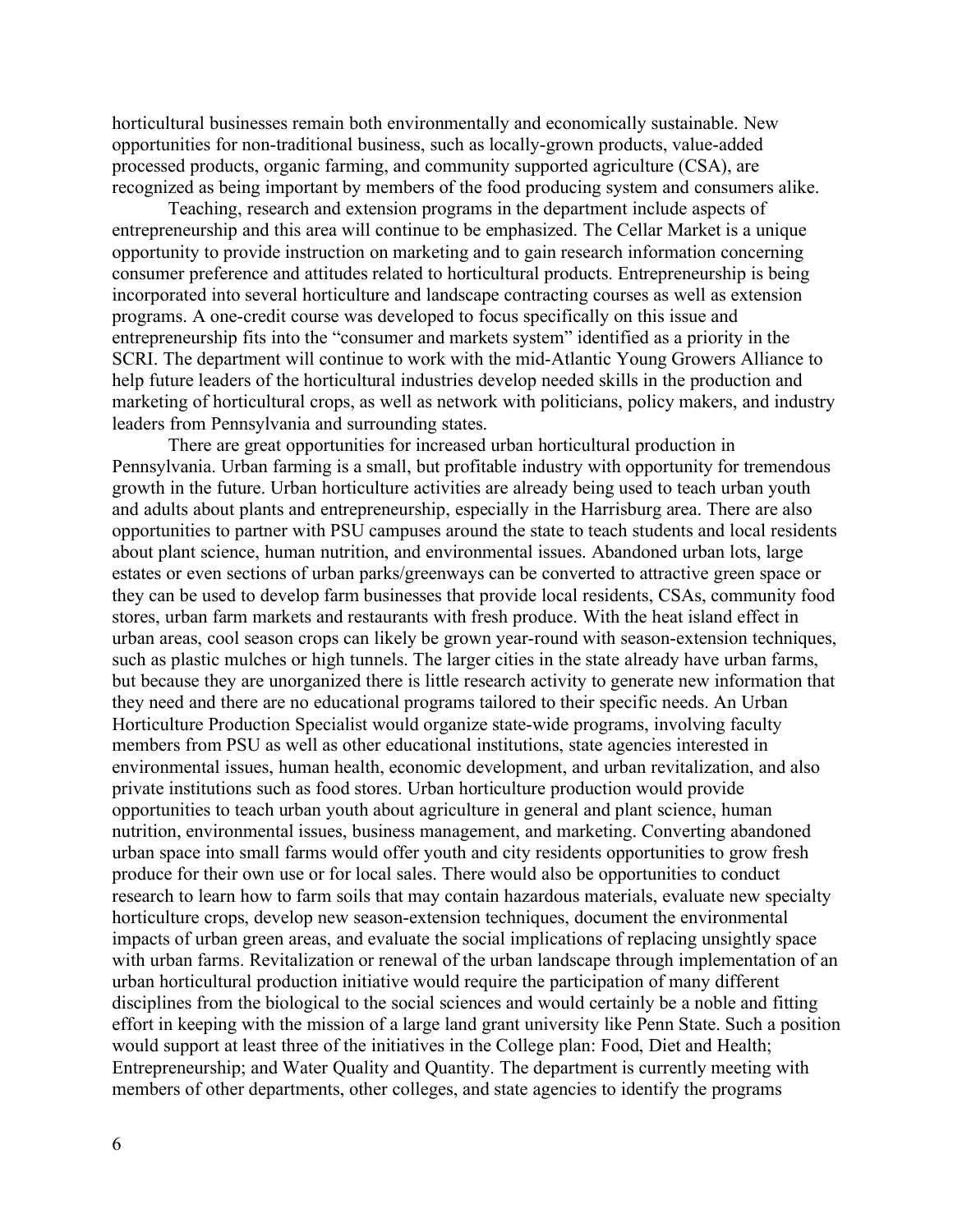horticultural businesses remain both environmentally and economically sustainable. New opportunities for non-traditional business, such as locally-grown products, value-added processed products, organic farming, and community supported agriculture (CSA), are recognized as being important by members of the food producing system and consumers alike.

Teaching, research and extension programs in the department include aspects of entrepreneurship and this area will continue to be emphasized. The Cellar Market is a unique opportunity to provide instruction on marketing and to gain research information concerning consumer preference and attitudes related to horticultural products. Entrepreneurship is being incorporated into several horticulture and landscape contracting courses as well as extension programs. A one-credit course was developed to focus specifically on this issue and entrepreneurship fits into the "consumer and markets system" identified as a priority in the SCRI. The department will continue to work with the mid-Atlantic Young Growers Alliance to help future leaders of the horticultural industries develop needed skills in the production and marketing of horticultural crops, as well as network with politicians, policy makers, and industry leaders from Pennsylvania and surrounding states.

There are great opportunities for increased urban horticultural production in Pennsylvania. Urban farming is a small, but profitable industry with opportunity for tremendous growth in the future. Urban horticulture activities are already being used to teach urban youth and adults about plants and entrepreneurship, especially in the Harrisburg area. There are also opportunities to partner with PSU campuses around the state to teach students and local residents about plant science, human nutrition, and environmental issues. Abandoned urban lots, large estates or even sections of urban parks/greenways can be converted to attractive green space or they can be used to develop farm businesses that provide local residents, CSAs, community food stores, urban farm markets and restaurants with fresh produce. With the heat island effect in urban areas, cool season crops can likely be grown year-round with season-extension techniques, such as plastic mulches or high tunnels. The larger cities in the state already have urban farms, but because they are unorganized there is little research activity to generate new information that they need and there are no educational programs tailored to their specific needs. An Urban Horticulture Production Specialist would organize state-wide programs, involving faculty members from PSU as well as other educational institutions, state agencies interested in environmental issues, human health, economic development, and urban revitalization, and also private institutions such as food stores. Urban horticulture production would provide opportunities to teach urban youth about agriculture in general and plant science, human nutrition, environmental issues, business management, and marketing. Converting abandoned urban space into small farms would offer youth and city residents opportunities to grow fresh produce for their own use or for local sales. There would also be opportunities to conduct research to learn how to farm soils that may contain hazardous materials, evaluate new specialty horticulture crops, develop new season-extension techniques, document the environmental impacts of urban green areas, and evaluate the social implications of replacing unsightly space with urban farms. Revitalization or renewal of the urban landscape through implementation of an urban horticultural production initiative would require the participation of many different disciplines from the biological to the social sciences and would certainly be a noble and fitting effort in keeping with the mission of a large land grant university like Penn State. Such a position would support at least three of the initiatives in the College plan: Food, Diet and Health; Entrepreneurship; and Water Quality and Quantity. The department is currently meeting with members of other departments, other colleges, and state agencies to identify the programs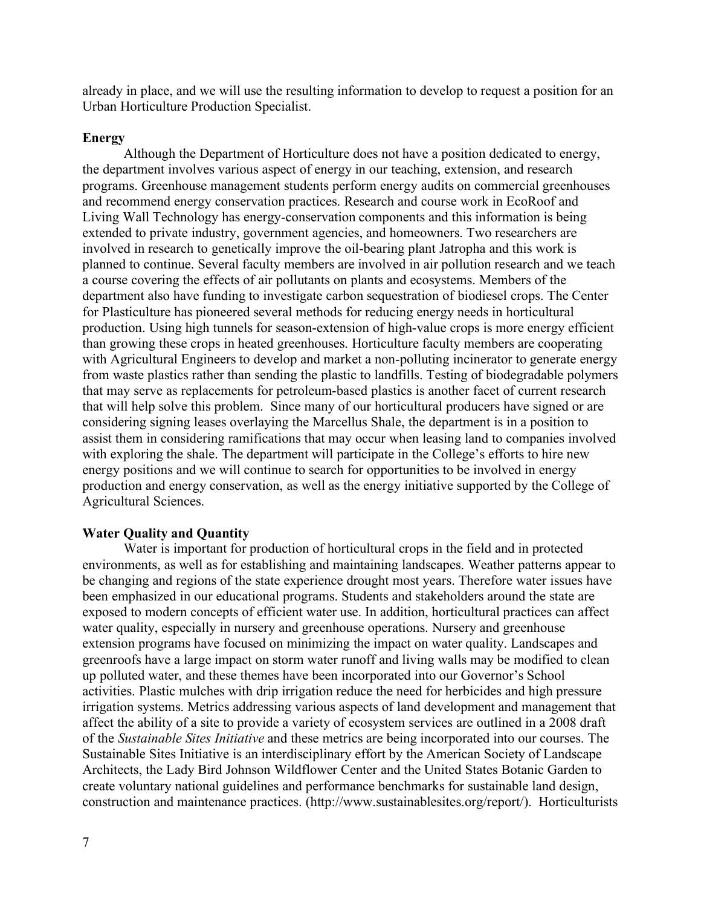already in place, and we will use the resulting information to develop to request a position for an Urban Horticulture Production Specialist.

**Energy**

Although the Department of Horticulture does not have a position dedicated to energy, the department involves various aspect of energy in our teaching, extension, and research programs. Greenhouse management students perform energy audits on commercial greenhouses and recommend energy conservation practices. Research and course work in EcoRoof and Living Wall Technology has energy-conservation components and this information is being extended to private industry, government agencies, and homeowners. Two researchers are involved in research to genetically improve the oil-bearing plant Jatropha and this work is planned to continue. Several faculty members are involved in air pollution research and we teach a course covering the effects of air pollutants on plants and ecosystems. Members of the department also have funding to investigate carbon sequestration of biodiesel crops. The Center for Plasticulture has pioneered several methods for reducing energy needs in horticultural production. Using high tunnels for season-extension of high-value crops is more energy efficient than growing these crops in heated greenhouses. Horticulture faculty members are cooperating with Agricultural Engineers to develop and market a non-polluting incinerator to generate energy from waste plastics rather than sending the plastic to landfills. Testing of biodegradable polymers that may serve as replacements for petroleum-based plastics is another facet of current research that will help solve this problem. Since many of our horticultural producers have signed or are considering signing leases overlaying the Marcellus Shale, the department is in a position to assist them in considering ramifications that may occur when leasing land to companies involved with exploring the shale. The department will participate in the College's efforts to hire new energy positions and we will continue to search for opportunities to be involved in energy production and energy conservation, as well as the energy initiative supported by the College of Agricultural Sciences.

**Water Quality and Quantity**

Water is important for production of horticultural crops in the field and in protected environments, as well as for establishing and maintaining landscapes. Weather patterns appear to be changing and regions of the state experience drought most years. Therefore water issues have been emphasized in our educational programs. Students and stakeholders around the state are exposed to modern concepts of efficient water use. In addition, horticultural practices can affect water quality, especially in nursery and greenhouse operations. Nursery and greenhouse extension programs have focused on minimizing the impact on water quality. Landscapes and greenroofs have a large impact on storm water runoff and living walls may be modified to clean up polluted water, and these themes have been incorporated into our Governor's School activities. Plastic mulches with drip irrigation reduce the need for herbicides and high pressure irrigation systems. Metrics addressing various aspects of land development and management that affect the ability of a site to provide a variety of ecosystem services are outlined in a 2008 draft of the *Sustainable Sites Initiative* and these metrics are being incorporated into our courses. The Sustainable Sites Initiative is an interdisciplinary effort by the American Society of Landscape Architects, the Lady Bird Johnson Wildflower Center and the United States Botanic Garden to create voluntary national guidelines and performance benchmarks for sustainable land design, construction and maintenance practices. (http://www.sustainablesites.org/report/). Horticulturists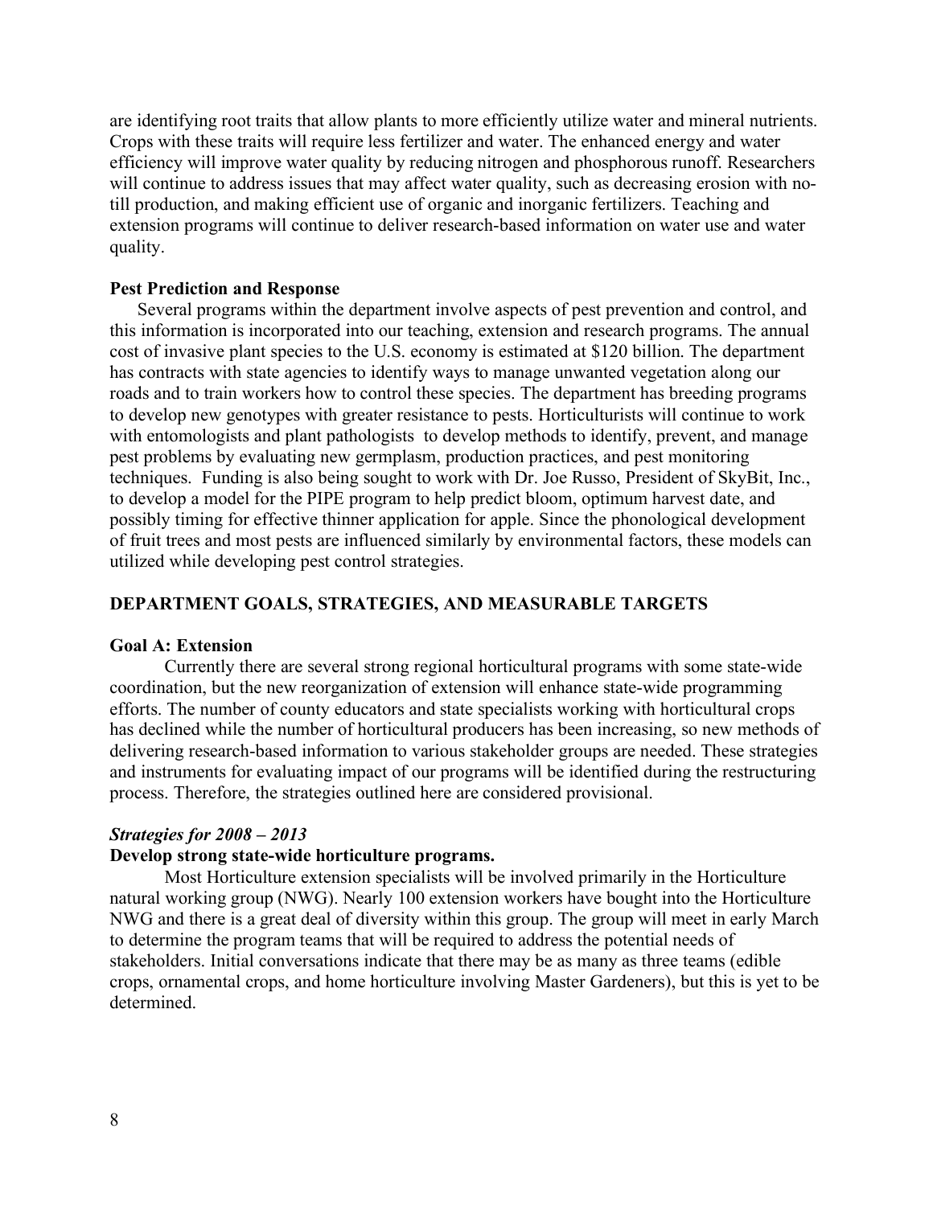are identifying root traits that allow plants to more efficiently utilize water and mineral nutrients. Crops with these traits will require less fertilizer and water. The enhanced energy and water efficiency will improve water quality by reducing nitrogen and phosphorous runoff. Researchers will continue to address issues that may affect water quality, such as decreasing erosion with no-till production, and making efficient use of organic and inorganic fertilizers. Teaching and extension programs will continue to deliver research-based information on water use and water quality.

**Pest Prediction and Response**

Several programs within the department involve aspects of pest prevention and control, and this information is incorporated into our teaching, extension and research programs. The annual cost of invasive plant species to the U.S. economy is estimated at $120 billion. The department has contracts with state agencies to identify ways to manage unwanted vegetation along our roads and to train workers how to control these species. The department has breeding programs to develop new genotypes with greater resistance to pests. Horticulturists will continue to work with entomologists and plant pathologists to develop methods to identify, prevent, and manage pest problems by evaluating new germplasm, production practices, and pest monitoring techniques. Funding is also being sought to work with Dr. Joe Russo, President of SkyBit, Inc., to develop a model for the PIPE program to help predict bloom, optimum harvest date, and possibly timing for effective thinner application for apple. Since the phonological development of fruit trees and most pests are influenced similarly by environmental factors, these models can utilized while developing pest control strategies.

## DEPARTMENT GOALS, STRATEGIES, AND MEASURABLE TARGETS

**Goal A: Extension**

Currently there are several strong regional horticultural programs with some state-wide coordination, but the new reorganization of extension will enhance state-wide programming efforts. The number of county educators and state specialists working with horticultural crops has declined while the number of horticultural producers has been increasing, so new methods of delivering research-based information to various stakeholder groups are needed. These strategies and instruments for evaluating impact of our programs will be identified during the restructuring process. Therefore, the strategies outlined here are considered provisional.

***Strategies for 2008 – 2013***

**Develop strong state-wide horticulture programs.**

Most Horticulture extension specialists will be involved primarily in the Horticulture natural working group (NWG). Nearly 100 extension workers have bought into the Horticulture NWG and there is a great deal of diversity within this group. The group will meet in early March to determine the program teams that will be required to address the potential needs of stakeholders. Initial conversations indicate that there may be as many as three teams (edible crops, ornamental crops, and home horticulture involving Master Gardeners), but this is yet to be determined.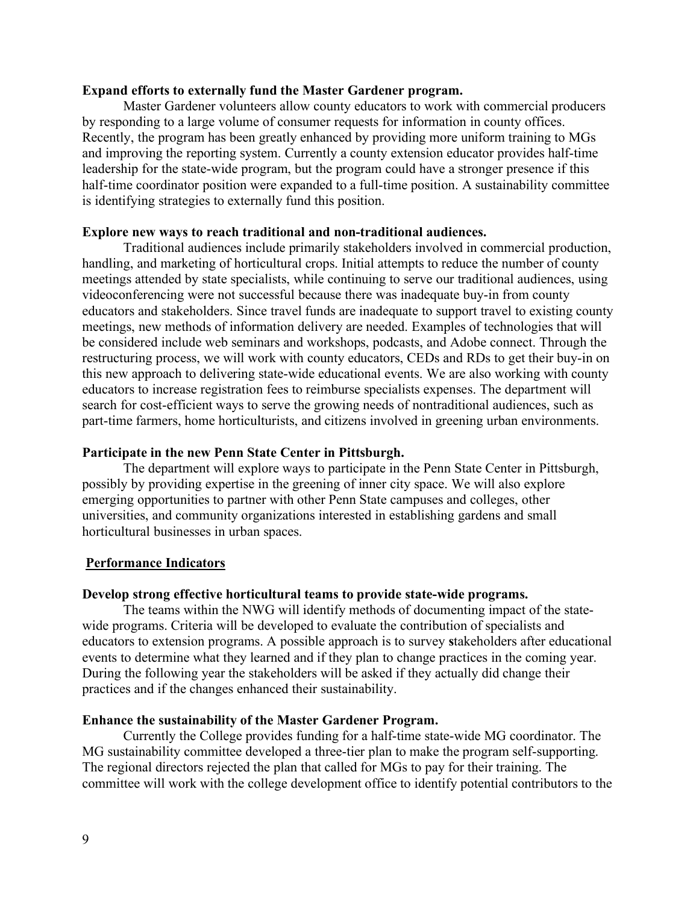**Expand efforts to externally fund the Master Gardener program.**

Master Gardener volunteers allow county educators to work with commercial producers by responding to a large volume of consumer requests for information in county offices. Recently, the program has been greatly enhanced by providing more uniform training to MGs and improving the reporting system. Currently a county extension educator provides half-time leadership for the state-wide program, but the program could have a stronger presence if this half-time coordinator position were expanded to a full-time position. A sustainability committee is identifying strategies to externally fund this position.

**Explore new ways to reach traditional and non-traditional audiences.**

Traditional audiences include primarily stakeholders involved in commercial production, handling, and marketing of horticultural crops. Initial attempts to reduce the number of county meetings attended by state specialists, while continuing to serve our traditional audiences, using videoconferencing were not successful because there was inadequate buy-in from county educators and stakeholders. Since travel funds are inadequate to support travel to existing county meetings, new methods of information delivery are needed. Examples of technologies that will be considered include web seminars and workshops, podcasts, and Adobe connect. Through the restructuring process, we will work with county educators, CEDs and RDs to get their buy-in on this new approach to delivering state-wide educational events. We are also working with county educators to increase registration fees to reimburse specialists expenses. The department will search for cost-efficient ways to serve the growing needs of nontraditional audiences, such as part-time farmers, home horticulturists, and citizens involved in greening urban environments.

**Participate in the new Penn State Center in Pittsburgh.**

The department will explore ways to participate in the Penn State Center in Pittsburgh, possibly by providing expertise in the greening of inner city space. We will also explore emerging opportunities to partner with other Penn State campuses and colleges, other universities, and community organizations interested in establishing gardens and small horticultural businesses in urban spaces.

## Performance Indicators

**Develop strong effective horticultural teams to provide state-wide programs.**

The teams within the NWG will identify methods of documenting impact of the state-wide programs. Criteria will be developed to evaluate the contribution of specialists and educators to extension programs. A possible approach is to survey stakeholders after educational events to determine what they learned and if they plan to change practices in the coming year. During the following year the stakeholders will be asked if they actually did change their practices and if the changes enhanced their sustainability.

**Enhance the sustainability of the Master Gardener Program.**

Currently the College provides funding for a half-time state-wide MG coordinator. The MG sustainability committee developed a three-tier plan to make the program self-supporting. The regional directors rejected the plan that called for MGs to pay for their training. The committee will work with the college development office to identify potential contributors to the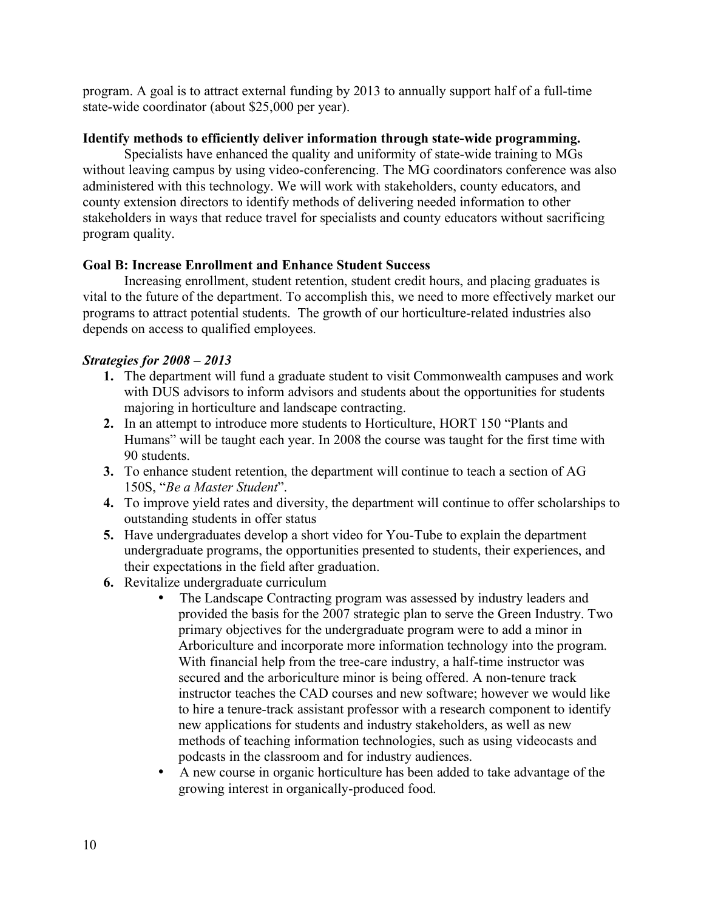program. A goal is to attract external funding by 2013 to annually support half of a full-time state-wide coordinator (about $25,000 per year).

**Identify methods to efficiently deliver information through state-wide programming.**

Specialists have enhanced the quality and uniformity of state-wide training to MGs without leaving campus by using video-conferencing. The MG coordinators conference was also administered with this technology. We will work with stakeholders, county educators, and county extension directors to identify methods of delivering needed information to other stakeholders in ways that reduce travel for specialists and county educators without sacrificing program quality.

**Goal B: Increase Enrollment and Enhance Student Success**

Increasing enrollment, student retention, student credit hours, and placing graduates is vital to the future of the department. To accomplish this, we need to more effectively market our programs to attract potential students. The growth of our horticulture-related industries also depends on access to qualified employees.

***Strategies for 2008 – 2013***

1. The department will fund a graduate student to visit Commonwealth campuses and work with DUS advisors to inform advisors and students about the opportunities for students majoring in horticulture and landscape contracting.
2. In an attempt to introduce more students to Horticulture, HORT 150 "Plants and Humans" will be taught each year. In 2008 the course was taught for the first time with 90 students.
3. To enhance student retention, the department will continue to teach a section of AG 150S, "*Be a Master Student*".
4. To improve yield rates and diversity, the department will continue to offer scholarships to outstanding students in offer status
5. Have undergraduates develop a short video for You-Tube to explain the department undergraduate programs, the opportunities presented to students, their experiences, and their expectations in the field after graduation.
6. Revitalize undergraduate curriculum
    - The Landscape Contracting program was assessed by industry leaders and provided the basis for the 2007 strategic plan to serve the Green Industry. Two primary objectives for the undergraduate program were to add a minor in Arboriculture and incorporate more information technology into the program. With financial help from the tree-care industry, a half-time instructor was secured and the arboriculture minor is being offered. A non-tenure track instructor teaches the CAD courses and new software; however we would like to hire a tenure-track assistant professor with a research component to identify new applications for students and industry stakeholders, as well as new methods of teaching information technologies, such as using videocasts and podcasts in the classroom and for industry audiences.
    - A new course in organic horticulture has been added to take advantage of the growing interest in organically-produced food.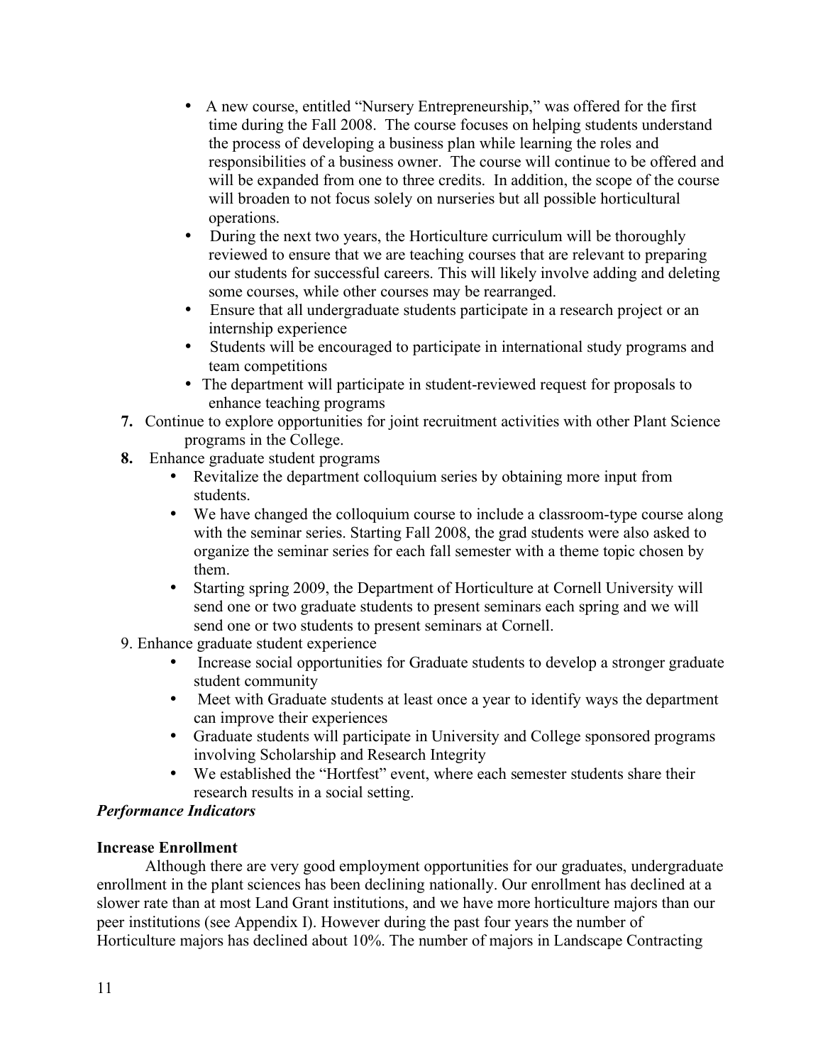- A new course, entitled "Nursery Entrepreneurship," was offered for the first time during the Fall 2008. The course focuses on helping students understand the process of developing a business plan while learning the roles and responsibilities of a business owner. The course will continue to be offered and will be expanded from one to three credits. In addition, the scope of the course will broaden to not focus solely on nurseries but all possible horticultural operations.
- During the next two years, the Horticulture curriculum will be thoroughly reviewed to ensure that we are teaching courses that are relevant to preparing our students for successful careers. This will likely involve adding and deleting some courses, while other courses may be rearranged.
- Ensure that all undergraduate students participate in a research project or an internship experience
- Students will be encouraged to participate in international study programs and team competitions
- The department will participate in student-reviewed request for proposals to enhance teaching programs

**7.** Continue to explore opportunities for joint recruitment activities with other Plant Science programs in the College.

**8.** Enhance graduate student programs

- Revitalize the department colloquium series by obtaining more input from students.
- We have changed the colloquium course to include a classroom-type course along with the seminar series. Starting Fall 2008, the grad students were also asked to organize the seminar series for each fall semester with a theme topic chosen by them.
- Starting spring 2009, the Department of Horticulture at Cornell University will send one or two graduate students to present seminars each spring and we will send one or two students to present seminars at Cornell.

9. Enhance graduate student experience

- Increase social opportunities for Graduate students to develop a stronger graduate student community
- Meet with Graduate students at least once a year to identify ways the department can improve their experiences
- Graduate students will participate in University and College sponsored programs involving Scholarship and Research Integrity
- We established the "Hortfest" event, where each semester students share their research results in a social setting.

***Performance Indicators***

**Increase Enrollment**

Although there are very good employment opportunities for our graduates, undergraduate enrollment in the plant sciences has been declining nationally. Our enrollment has declined at a slower rate than at most Land Grant institutions, and we have more horticulture majors than our peer institutions (see Appendix I). However during the past four years the number of Horticulture majors has declined about 10%. The number of majors in Landscape Contracting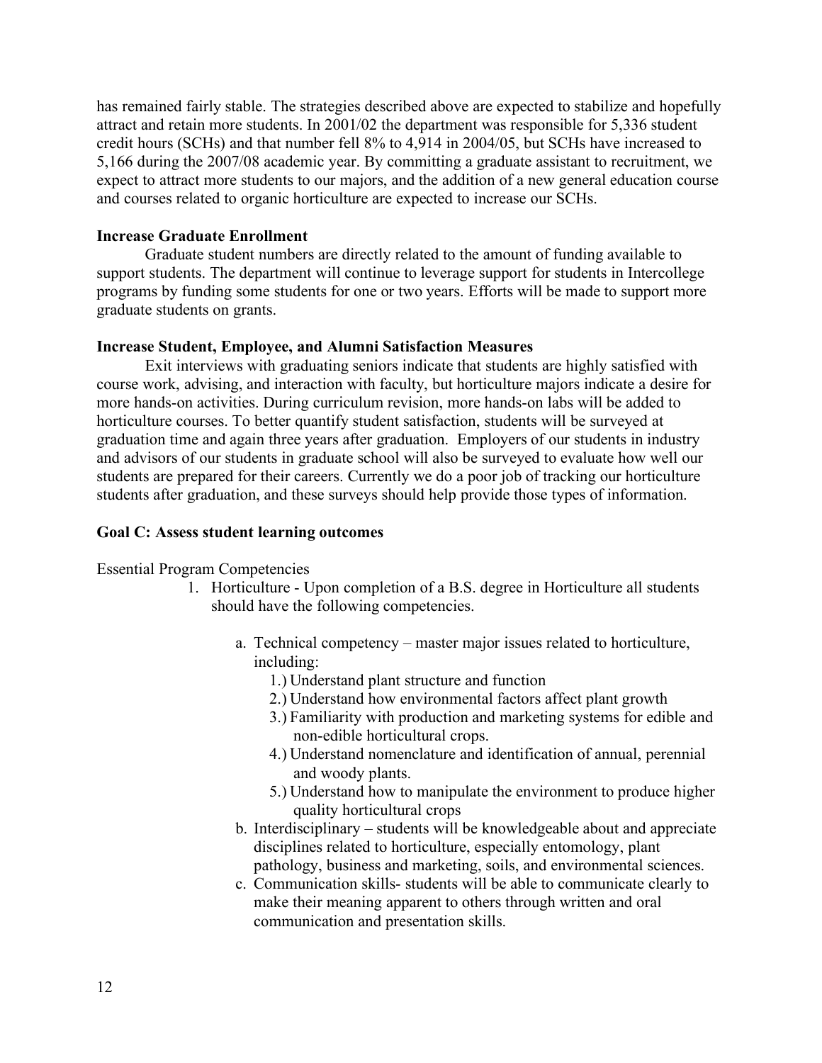has remained fairly stable. The strategies described above are expected to stabilize and hopefully attract and retain more students. In 2001/02 the department was responsible for 5,336 student credit hours (SCHs) and that number fell 8% to 4,914 in 2004/05, but SCHs have increased to 5,166 during the 2007/08 academic year. By committing a graduate assistant to recruitment, we expect to attract more students to our majors, and the addition of a new general education course and courses related to organic horticulture are expected to increase our SCHs.

**Increase Graduate Enrollment**

Graduate student numbers are directly related to the amount of funding available to support students. The department will continue to leverage support for students in Intercollege programs by funding some students for one or two years. Efforts will be made to support more graduate students on grants.

**Increase Student, Employee, and Alumni Satisfaction Measures**

Exit interviews with graduating seniors indicate that students are highly satisfied with course work, advising, and interaction with faculty, but horticulture majors indicate a desire for more hands-on activities. During curriculum revision, more hands-on labs will be added to horticulture courses. To better quantify student satisfaction, students will be surveyed at graduation time and again three years after graduation. Employers of our students in industry and advisors of our students in graduate school will also be surveyed to evaluate how well our students are prepared for their careers. Currently we do a poor job of tracking our horticulture students after graduation, and these surveys should help provide those types of information.

**Goal C: Assess student learning outcomes**

Essential Program Competencies

1. Horticulture - Upon completion of a B.S. degree in Horticulture all students should have the following competencies.

   a. Technical competency – master major issues related to horticulture, including:
      1.) Understand plant structure and function
      2.) Understand how environmental factors affect plant growth
      3.) Familiarity with production and marketing systems for edible and non-edible horticultural crops.
      4.) Understand nomenclature and identification of annual, perennial and woody plants.
      5.) Understand how to manipulate the environment to produce higher quality horticultural crops

   b. Interdisciplinary – students will be knowledgeable about and appreciate disciplines related to horticulture, especially entomology, plant pathology, business and marketing, soils, and environmental sciences.

   c. Communication skills- students will be able to communicate clearly to make their meaning apparent to others through written and oral communication and presentation skills.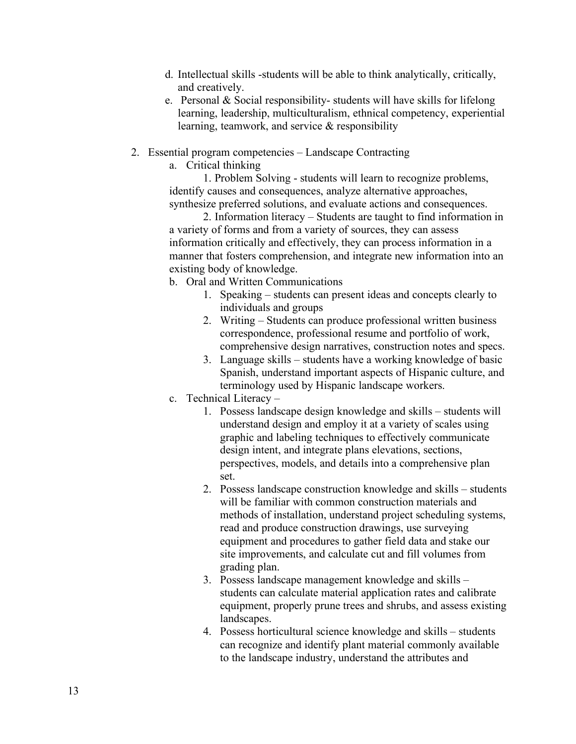d. Intellectual skills -students will be able to think analytically, critically, and creatively.

e. Personal & Social responsibility- students will have skills for lifelong learning, leadership, multiculturalism, ethnical competency, experiential learning, teamwork, and service & responsibility

2. Essential program competencies – Landscape Contracting

   a. Critical thinking

      1. Problem Solving - students will learn to recognize problems, identify causes and consequences, analyze alternative approaches, synthesize preferred solutions, and evaluate actions and consequences.

      2. Information literacy – Students are taught to find information in a variety of forms and from a variety of sources, they can assess information critically and effectively, they can process information in a manner that fosters comprehension, and integrate new information into an existing body of knowledge.

   b. Oral and Written Communications

      1. Speaking – students can present ideas and concepts clearly to individuals and groups
      2. Writing – Students can produce professional written business correspondence, professional resume and portfolio of work, comprehensive design narratives, construction notes and specs.
      3. Language skills – students have a working knowledge of basic Spanish, understand important aspects of Hispanic culture, and terminology used by Hispanic landscape workers.

   c. Technical Literacy –

      1. Possess landscape design knowledge and skills – students will understand design and employ it at a variety of scales using graphic and labeling techniques to effectively communicate design intent, and integrate plans elevations, sections, perspectives, models, and details into a comprehensive plan set.
      2. Possess landscape construction knowledge and skills – students will be familiar with common construction materials and methods of installation, understand project scheduling systems, read and produce construction drawings, use surveying equipment and procedures to gather field data and stake our site improvements, and calculate cut and fill volumes from grading plan.
      3. Possess landscape management knowledge and skills – students can calculate material application rates and calibrate equipment, properly prune trees and shrubs, and assess existing landscapes.
      4. Possess horticultural science knowledge and skills – students can recognize and identify plant material commonly available to the landscape industry, understand the attributes and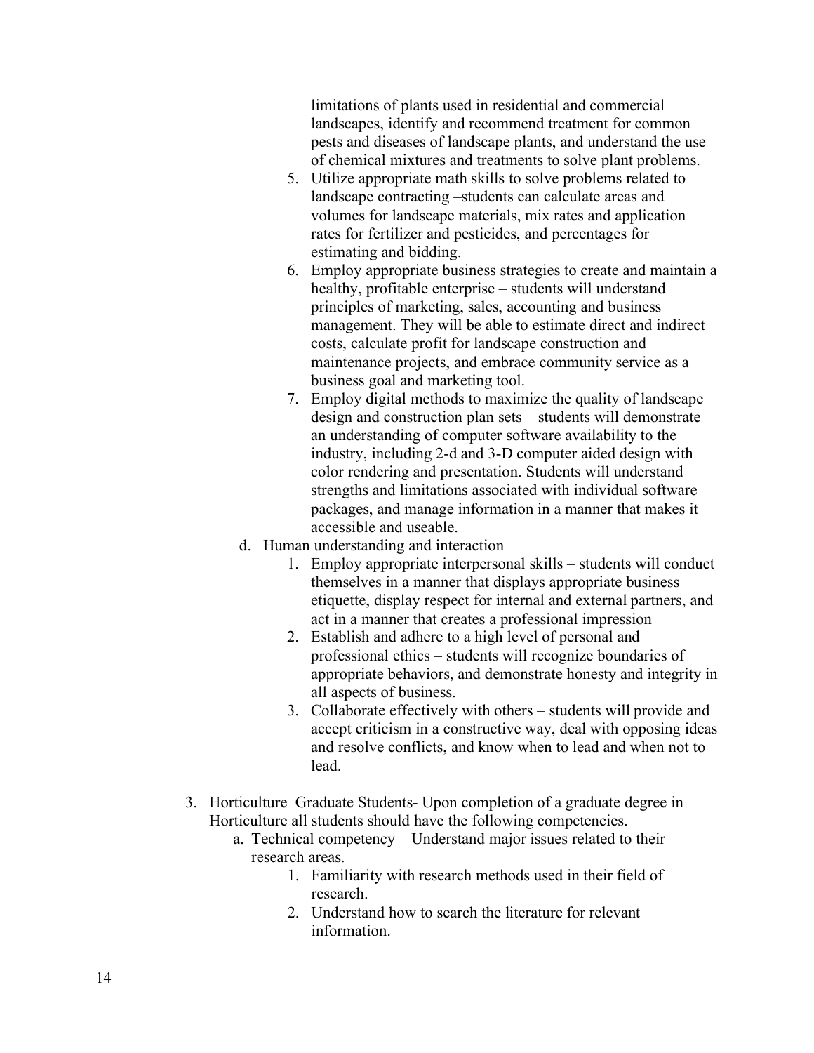limitations of plants used in residential and commercial landscapes, identify and recommend treatment for common pests and diseases of landscape plants, and understand the use of chemical mixtures and treatments to solve plant problems.

5. Utilize appropriate math skills to solve problems related to landscape contracting –students can calculate areas and volumes for landscape materials, mix rates and application rates for fertilizer and pesticides, and percentages for estimating and bidding.
6. Employ appropriate business strategies to create and maintain a healthy, profitable enterprise – students will understand principles of marketing, sales, accounting and business management. They will be able to estimate direct and indirect costs, calculate profit for landscape construction and maintenance projects, and embrace community service as a business goal and marketing tool.
7. Employ digital methods to maximize the quality of landscape design and construction plan sets – students will demonstrate an understanding of computer software availability to the industry, including 2-d and 3-D computer aided design with color rendering and presentation. Students will understand strengths and limitations associated with individual software packages, and manage information in a manner that makes it accessible and useable.

d. Human understanding and interaction
   1. Employ appropriate interpersonal skills – students will conduct themselves in a manner that displays appropriate business etiquette, display respect for internal and external partners, and act in a manner that creates a professional impression
   2. Establish and adhere to a high level of personal and professional ethics – students will recognize boundaries of appropriate behaviors, and demonstrate honesty and integrity in all aspects of business.
   3. Collaborate effectively with others – students will provide and accept criticism in a constructive way, deal with opposing ideas and resolve conflicts, and know when to lead and when not to lead.

3. Horticulture Graduate Students- Upon completion of a graduate degree in Horticulture all students should have the following competencies.
   a. Technical competency – Understand major issues related to their research areas.
      1. Familiarity with research methods used in their field of research.
      2. Understand how to search the literature for relevant information.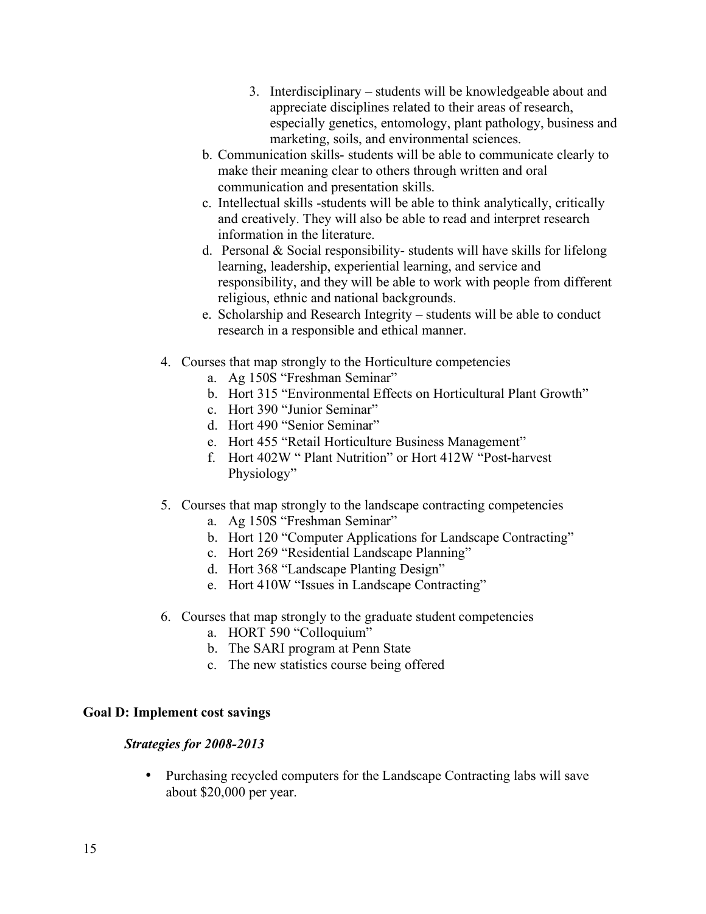3. Interdisciplinary – students will be knowledgeable about and appreciate disciplines related to their areas of research, especially genetics, entomology, plant pathology, business and marketing, soils, and environmental sciences.

b. Communication skills- students will be able to communicate clearly to make their meaning clear to others through written and oral communication and presentation skills.

c. Intellectual skills -students will be able to think analytically, critically and creatively. They will also be able to read and interpret research information in the literature.

d. Personal & Social responsibility- students will have skills for lifelong learning, leadership, experiential learning, and service and responsibility, and they will be able to work with people from different religious, ethnic and national backgrounds.

e. Scholarship and Research Integrity – students will be able to conduct research in a responsible and ethical manner.

4. Courses that map strongly to the Horticulture competencies
   a. Ag 150S "Freshman Seminar"
   b. Hort 315 "Environmental Effects on Horticultural Plant Growth"
   c. Hort 390 "Junior Seminar"
   d. Hort 490 "Senior Seminar"
   e. Hort 455 "Retail Horticulture Business Management"
   f. Hort 402W " Plant Nutrition" or Hort 412W "Post-harvest Physiology"

5. Courses that map strongly to the landscape contracting competencies
   a. Ag 150S "Freshman Seminar"
   b. Hort 120 "Computer Applications for Landscape Contracting"
   c. Hort 269 "Residential Landscape Planning"
   d. Hort 368 "Landscape Planting Design"
   e. Hort 410W "Issues in Landscape Contracting"

6. Courses that map strongly to the graduate student competencies
   a. HORT 590 "Colloquium"
   b. The SARI program at Penn State
   c. The new statistics course being offered

**Goal D: Implement cost savings**

***Strategies for 2008-2013***

- Purchasing recycled computers for the Landscape Contracting labs will save about $20,000 per year.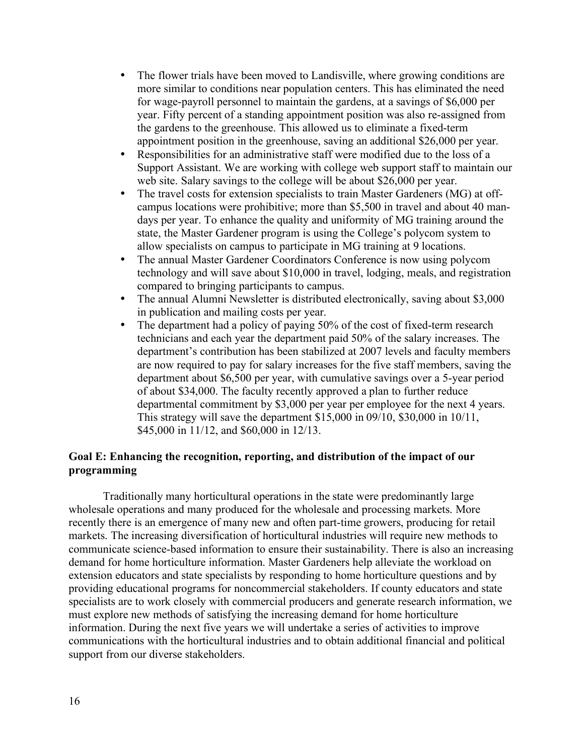- The flower trials have been moved to Landisville, where growing conditions are more similar to conditions near population centers. This has eliminated the need for wage-payroll personnel to maintain the gardens, at a savings of $6,000 per year. Fifty percent of a standing appointment position was also re-assigned from the gardens to the greenhouse. This allowed us to eliminate a fixed-term appointment position in the greenhouse, saving an additional $26,000 per year.
- Responsibilities for an administrative staff were modified due to the loss of a Support Assistant. We are working with college web support staff to maintain our web site. Salary savings to the college will be about $26,000 per year.
- The travel costs for extension specialists to train Master Gardeners (MG) at off-campus locations were prohibitive; more than $5,500 in travel and about 40 man-days per year. To enhance the quality and uniformity of MG training around the state, the Master Gardener program is using the College's polycom system to allow specialists on campus to participate in MG training at 9 locations.
- The annual Master Gardener Coordinators Conference is now using polycom technology and will save about $10,000 in travel, lodging, meals, and registration compared to bringing participants to campus.
- The annual Alumni Newsletter is distributed electronically, saving about $3,000 in publication and mailing costs per year.
- The department had a policy of paying 50% of the cost of fixed-term research technicians and each year the department paid 50% of the salary increases. The department's contribution has been stabilized at 2007 levels and faculty members are now required to pay for salary increases for the five staff members, saving the department about $6,500 per year, with cumulative savings over a 5-year period of about $34,000. The faculty recently approved a plan to further reduce departmental commitment by $3,000 per year per employee for the next 4 years. This strategy will save the department $15,000 in 09/10, $30,000 in 10/11, $45,000 in 11/12, and $60,000 in 12/13.

**Goal E: Enhancing the recognition, reporting, and distribution of the impact of our programming**

Traditionally many horticultural operations in the state were predominantly large wholesale operations and many produced for the wholesale and processing markets. More recently there is an emergence of many new and often part-time growers, producing for retail markets. The increasing diversification of horticultural industries will require new methods to communicate science-based information to ensure their sustainability. There is also an increasing demand for home horticulture information. Master Gardeners help alleviate the workload on extension educators and state specialists by responding to home horticulture questions and by providing educational programs for noncommercial stakeholders. If county educators and state specialists are to work closely with commercial producers and generate research information, we must explore new methods of satisfying the increasing demand for home horticulture information. During the next five years we will undertake a series of activities to improve communications with the horticultural industries and to obtain additional financial and political support from our diverse stakeholders.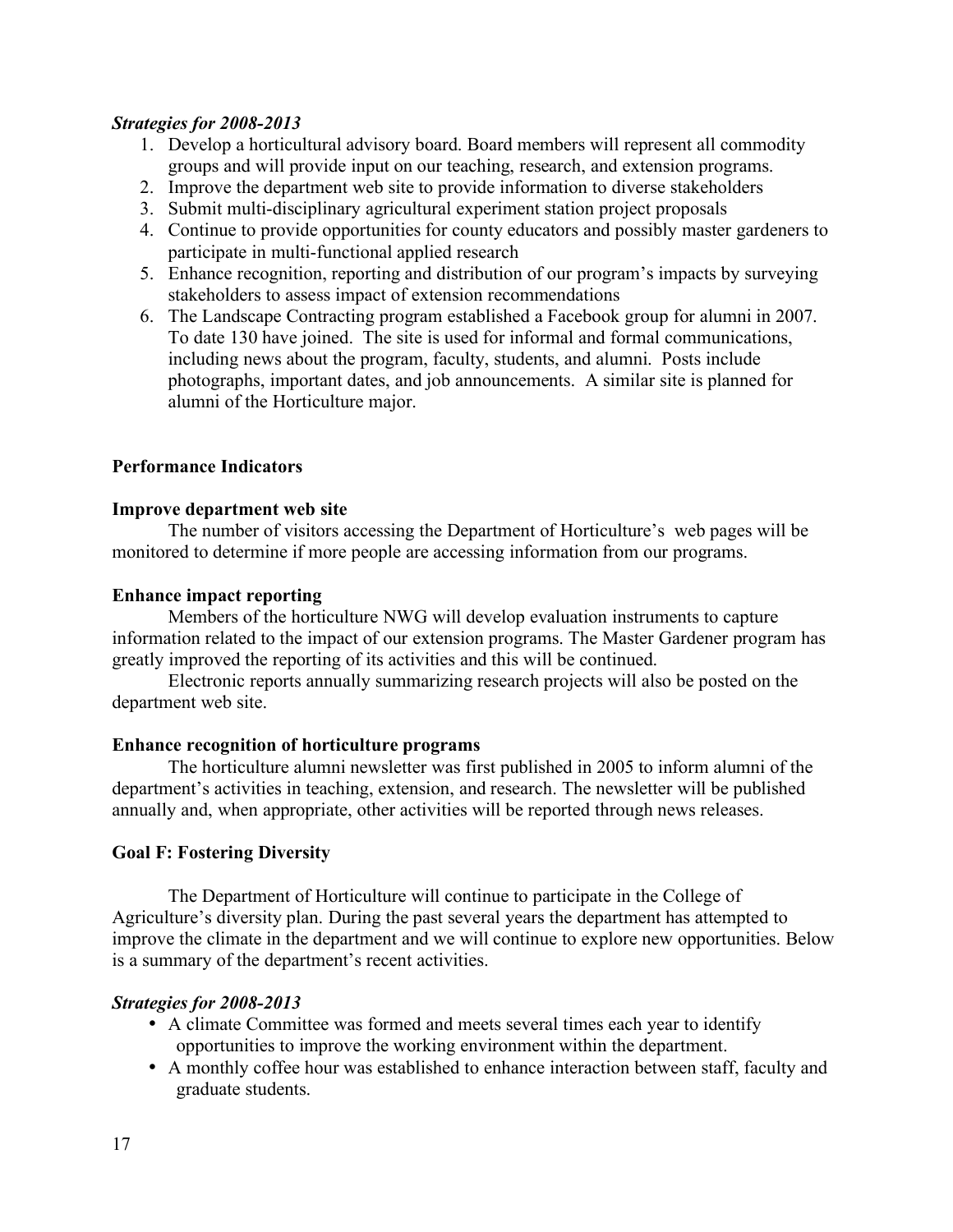***Strategies for 2008-2013***

1. Develop a horticultural advisory board. Board members will represent all commodity groups and will provide input on our teaching, research, and extension programs.
2. Improve the department web site to provide information to diverse stakeholders
3. Submit multi-disciplinary agricultural experiment station project proposals
4. Continue to provide opportunities for county educators and possibly master gardeners to participate in multi-functional applied research
5. Enhance recognition, reporting and distribution of our program's impacts by surveying stakeholders to assess impact of extension recommendations
6. The Landscape Contracting program established a Facebook group for alumni in 2007. To date 130 have joined. The site is used for informal and formal communications, including news about the program, faculty, students, and alumni. Posts include photographs, important dates, and job announcements. A similar site is planned for alumni of the Horticulture major.

**Performance Indicators**

**Improve department web site**

The number of visitors accessing the Department of Horticulture's web pages will be monitored to determine if more people are accessing information from our programs.

**Enhance impact reporting**

Members of the horticulture NWG will develop evaluation instruments to capture information related to the impact of our extension programs. The Master Gardener program has greatly improved the reporting of its activities and this will be continued.

Electronic reports annually summarizing research projects will also be posted on the department web site.

**Enhance recognition of horticulture programs**

The horticulture alumni newsletter was first published in 2005 to inform alumni of the department's activities in teaching, extension, and research. The newsletter will be published annually and, when appropriate, other activities will be reported through news releases.

**Goal F: Fostering Diversity**

The Department of Horticulture will continue to participate in the College of Agriculture's diversity plan. During the past several years the department has attempted to improve the climate in the department and we will continue to explore new opportunities. Below is a summary of the department's recent activities.

***Strategies for 2008-2013***

- A climate Committee was formed and meets several times each year to identify opportunities to improve the working environment within the department.
- A monthly coffee hour was established to enhance interaction between staff, faculty and graduate students.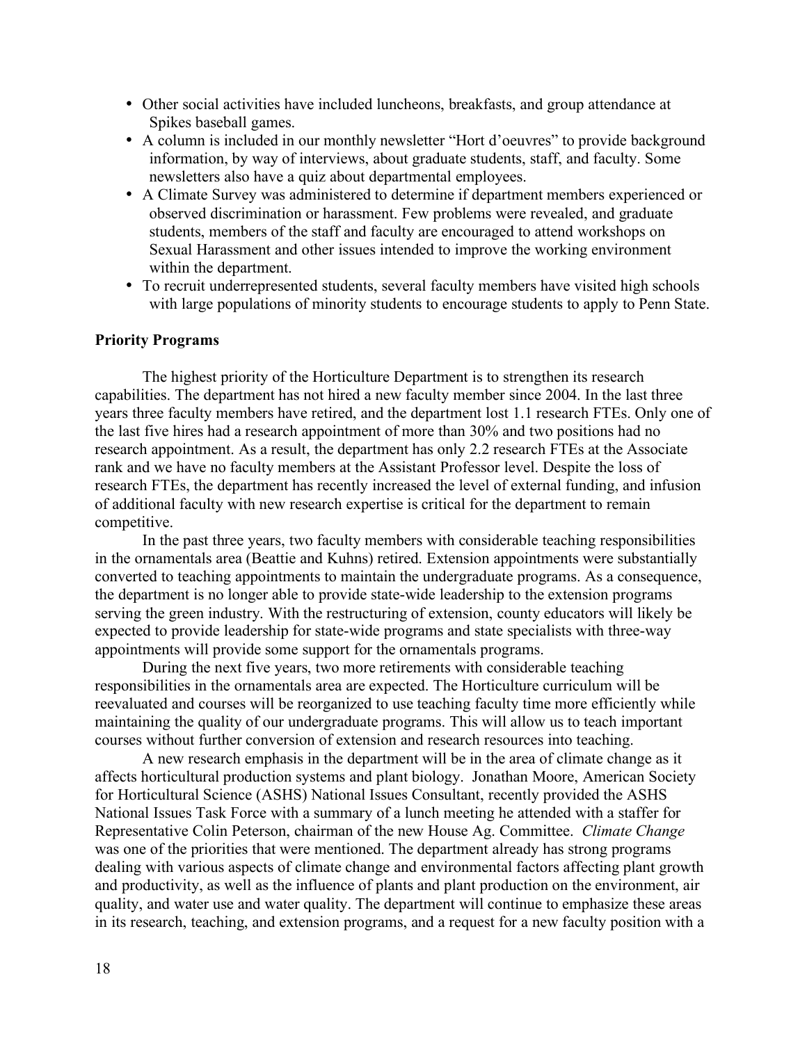- Other social activities have included luncheons, breakfasts, and group attendance at Spikes baseball games.
- A column is included in our monthly newsletter “Hort d’oeuvres” to provide background information, by way of interviews, about graduate students, staff, and faculty. Some newsletters also have a quiz about departmental employees.
- A Climate Survey was administered to determine if department members experienced or observed discrimination or harassment. Few problems were revealed, and graduate students, members of the staff and faculty are encouraged to attend workshops on Sexual Harassment and other issues intended to improve the working environment within the department.
- To recruit underrepresented students, several faculty members have visited high schools with large populations of minority students to encourage students to apply to Penn State.

**Priority Programs**

The highest priority of the Horticulture Department is to strengthen its research capabilities. The department has not hired a new faculty member since 2004. In the last three years three faculty members have retired, and the department lost 1.1 research FTEs. Only one of the last five hires had a research appointment of more than 30% and two positions had no research appointment. As a result, the department has only 2.2 research FTEs at the Associate rank and we have no faculty members at the Assistant Professor level. Despite the loss of research FTEs, the department has recently increased the level of external funding, and infusion of additional faculty with new research expertise is critical for the department to remain competitive.

In the past three years, two faculty members with considerable teaching responsibilities in the ornamentals area (Beattie and Kuhns) retired. Extension appointments were substantially converted to teaching appointments to maintain the undergraduate programs. As a consequence, the department is no longer able to provide state-wide leadership to the extension programs serving the green industry. With the restructuring of extension, county educators will likely be expected to provide leadership for state-wide programs and state specialists with three-way appointments will provide some support for the ornamentals programs.

During the next five years, two more retirements with considerable teaching responsibilities in the ornamentals area are expected. The Horticulture curriculum will be reevaluated and courses will be reorganized to use teaching faculty time more efficiently while maintaining the quality of our undergraduate programs. This will allow us to teach important courses without further conversion of extension and research resources into teaching.

A new research emphasis in the department will be in the area of climate change as it affects horticultural production systems and plant biology. Jonathan Moore, American Society for Horticultural Science (ASHS) National Issues Consultant, recently provided the ASHS National Issues Task Force with a summary of a lunch meeting he attended with a staffer for Representative Colin Peterson, chairman of the new House Ag. Committee. *Climate Change* was one of the priorities that were mentioned. The department already has strong programs dealing with various aspects of climate change and environmental factors affecting plant growth and productivity, as well as the influence of plants and plant production on the environment, air quality, and water use and water quality. The department will continue to emphasize these areas in its research, teaching, and extension programs, and a request for a new faculty position with a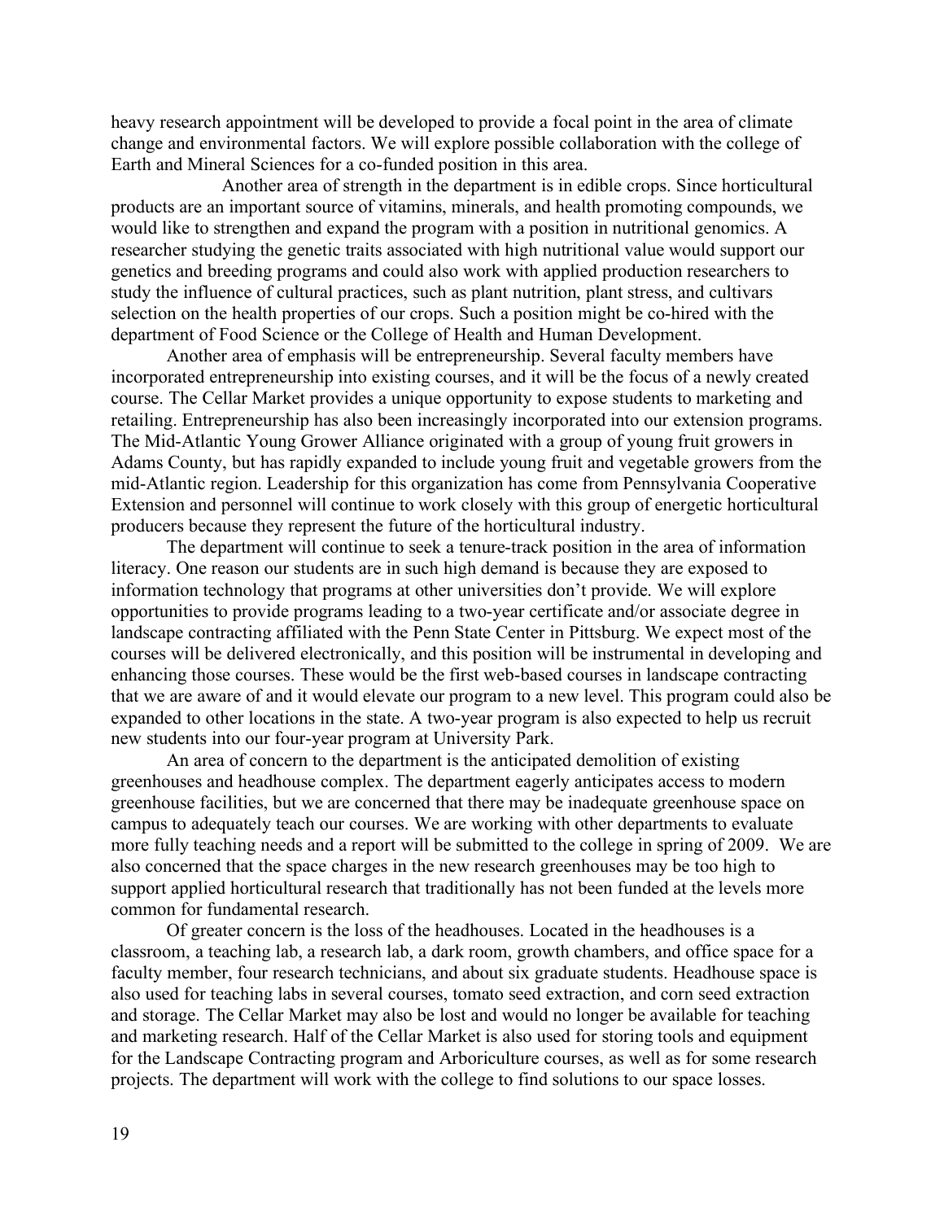heavy research appointment will be developed to provide a focal point in the area of climate change and environmental factors. We will explore possible collaboration with the college of Earth and Mineral Sciences for a co-funded position in this area.

Another area of strength in the department is in edible crops. Since horticultural products are an important source of vitamins, minerals, and health promoting compounds, we would like to strengthen and expand the program with a position in nutritional genomics. A researcher studying the genetic traits associated with high nutritional value would support our genetics and breeding programs and could also work with applied production researchers to study the influence of cultural practices, such as plant nutrition, plant stress, and cultivars selection on the health properties of our crops. Such a position might be co-hired with the department of Food Science or the College of Health and Human Development.

Another area of emphasis will be entrepreneurship. Several faculty members have incorporated entrepreneurship into existing courses, and it will be the focus of a newly created course. The Cellar Market provides a unique opportunity to expose students to marketing and retailing. Entrepreneurship has also been increasingly incorporated into our extension programs. The Mid-Atlantic Young Grower Alliance originated with a group of young fruit growers in Adams County, but has rapidly expanded to include young fruit and vegetable growers from the mid-Atlantic region. Leadership for this organization has come from Pennsylvania Cooperative Extension and personnel will continue to work closely with this group of energetic horticultural producers because they represent the future of the horticultural industry.

The department will continue to seek a tenure-track position in the area of information literacy. One reason our students are in such high demand is because they are exposed to information technology that programs at other universities don't provide. We will explore opportunities to provide programs leading to a two-year certificate and/or associate degree in landscape contracting affiliated with the Penn State Center in Pittsburg. We expect most of the courses will be delivered electronically, and this position will be instrumental in developing and enhancing those courses. These would be the first web-based courses in landscape contracting that we are aware of and it would elevate our program to a new level. This program could also be expanded to other locations in the state. A two-year program is also expected to help us recruit new students into our four-year program at University Park.

An area of concern to the department is the anticipated demolition of existing greenhouses and headhouse complex. The department eagerly anticipates access to modern greenhouse facilities, but we are concerned that there may be inadequate greenhouse space on campus to adequately teach our courses. We are working with other departments to evaluate more fully teaching needs and a report will be submitted to the college in spring of 2009. We are also concerned that the space charges in the new research greenhouses may be too high to support applied horticultural research that traditionally has not been funded at the levels more common for fundamental research.

Of greater concern is the loss of the headhouses. Located in the headhouses is a classroom, a teaching lab, a research lab, a dark room, growth chambers, and office space for a faculty member, four research technicians, and about six graduate students. Headhouse space is also used for teaching labs in several courses, tomato seed extraction, and corn seed extraction and storage. The Cellar Market may also be lost and would no longer be available for teaching and marketing research. Half of the Cellar Market is also used for storing tools and equipment for the Landscape Contracting program and Arboriculture courses, as well as for some research projects. The department will work with the college to find solutions to our space losses.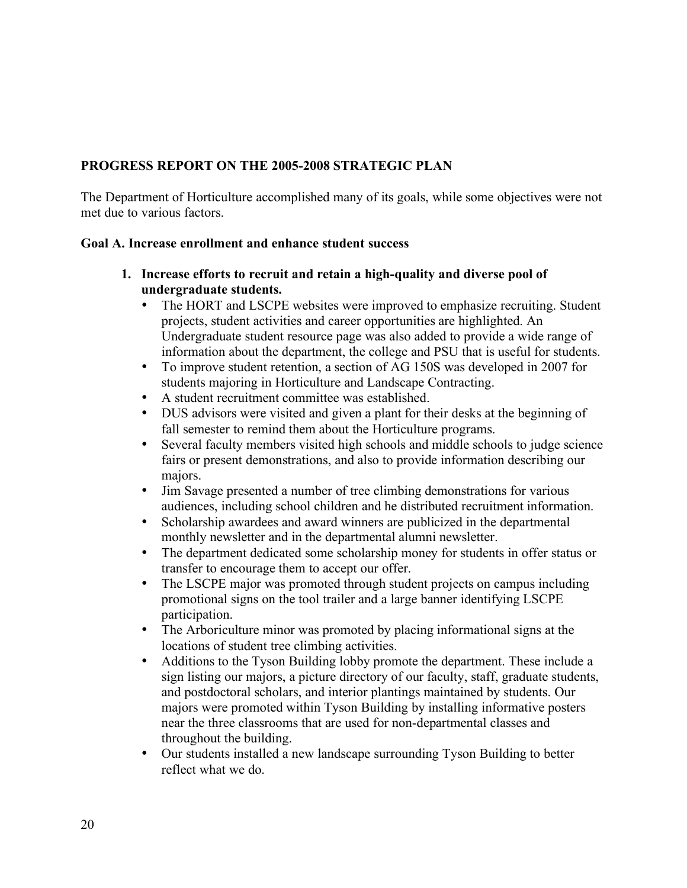## PROGRESS REPORT ON THE 2005-2008 STRATEGIC PLAN

The Department of Horticulture accomplished many of its goals, while some objectives were not met due to various factors.

### Goal A. Increase enrollment and enhance student success

1. **Increase efforts to recruit and retain a high-quality and diverse pool of undergraduate students.**
   - The HORT and LSCPE websites were improved to emphasize recruiting. Student projects, student activities and career opportunities are highlighted. An Undergraduate student resource page was also added to provide a wide range of information about the department, the college and PSU that is useful for students.
   - To improve student retention, a section of AG 150S was developed in 2007 for students majoring in Horticulture and Landscape Contracting.
   - A student recruitment committee was established.
   - DUS advisors were visited and given a plant for their desks at the beginning of fall semester to remind them about the Horticulture programs.
   - Several faculty members visited high schools and middle schools to judge science fairs or present demonstrations, and also to provide information describing our majors.
   - Jim Savage presented a number of tree climbing demonstrations for various audiences, including school children and he distributed recruitment information.
   - Scholarship awardees and award winners are publicized in the departmental monthly newsletter and in the departmental alumni newsletter.
   - The department dedicated some scholarship money for students in offer status or transfer to encourage them to accept our offer.
   - The LSCPE major was promoted through student projects on campus including promotional signs on the tool trailer and a large banner identifying LSCPE participation.
   - The Arboriculture minor was promoted by placing informational signs at the locations of student tree climbing activities.
   - Additions to the Tyson Building lobby promote the department. These include a sign listing our majors, a picture directory of our faculty, staff, graduate students, and postdoctoral scholars, and interior plantings maintained by students. Our majors were promoted within Tyson Building by installing informative posters near the three classrooms that are used for non-departmental classes and throughout the building.
   - Our students installed a new landscape surrounding Tyson Building to better reflect what we do.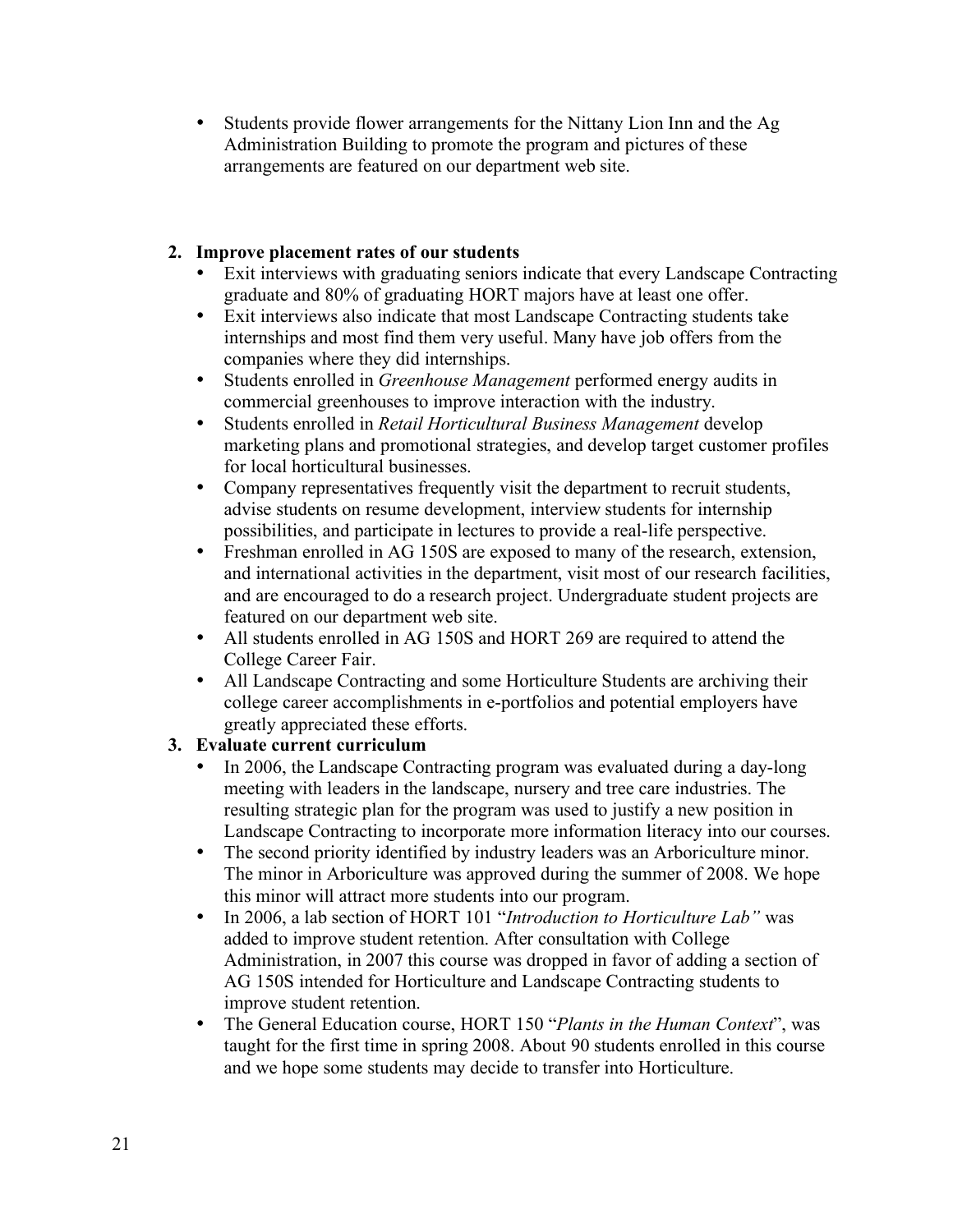- Students provide flower arrangements for the Nittany Lion Inn and the Ag Administration Building to promote the program and pictures of these arrangements are featured on our department web site.

2. **Improve placement rates of our students**
   - Exit interviews with graduating seniors indicate that every Landscape Contracting graduate and 80% of graduating HORT majors have at least one offer.
   - Exit interviews also indicate that most Landscape Contracting students take internships and most find them very useful. Many have job offers from the companies where they did internships.
   - Students enrolled in *Greenhouse Management* performed energy audits in commercial greenhouses to improve interaction with the industry.
   - Students enrolled in *Retail Horticultural Business Management* develop marketing plans and promotional strategies, and develop target customer profiles for local horticultural businesses.
   - Company representatives frequently visit the department to recruit students, advise students on resume development, interview students for internship possibilities, and participate in lectures to provide a real-life perspective.
   - Freshman enrolled in AG 150S are exposed to many of the research, extension, and international activities in the department, visit most of our research facilities, and are encouraged to do a research project. Undergraduate student projects are featured on our department web site.
   - All students enrolled in AG 150S and HORT 269 are required to attend the College Career Fair.
   - All Landscape Contracting and some Horticulture Students are archiving their college career accomplishments in e-portfolios and potential employers have greatly appreciated these efforts.
3. **Evaluate current curriculum**
   - In 2006, the Landscape Contracting program was evaluated during a day-long meeting with leaders in the landscape, nursery and tree care industries. The resulting strategic plan for the program was used to justify a new position in Landscape Contracting to incorporate more information literacy into our courses.
   - The second priority identified by industry leaders was an Arboriculture minor. The minor in Arboriculture was approved during the summer of 2008. We hope this minor will attract more students into our program.
   - In 2006, a lab section of HORT 101 "*Introduction to Horticulture Lab"* was added to improve student retention. After consultation with College Administration, in 2007 this course was dropped in favor of adding a section of AG 150S intended for Horticulture and Landscape Contracting students to improve student retention.
   - The General Education course, HORT 150 "*Plants in the Human Context*", was taught for the first time in spring 2008. About 90 students enrolled in this course and we hope some students may decide to transfer into Horticulture.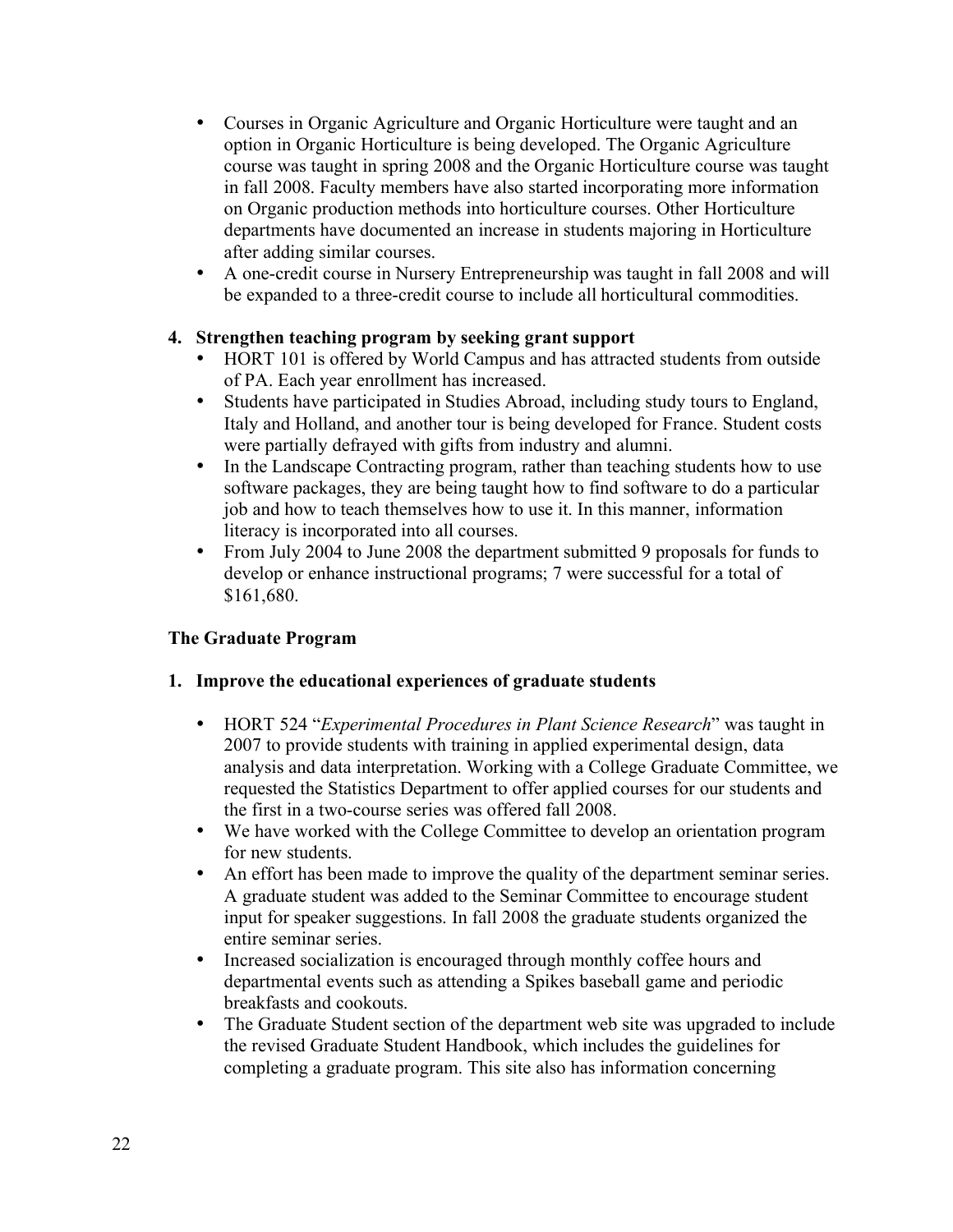- Courses in Organic Agriculture and Organic Horticulture were taught and an option in Organic Horticulture is being developed. The Organic Agriculture course was taught in spring 2008 and the Organic Horticulture course was taught in fall 2008. Faculty members have also started incorporating more information on Organic production methods into horticulture courses. Other Horticulture departments have documented an increase in students majoring in Horticulture after adding similar courses.
- A one-credit course in Nursery Entrepreneurship was taught in fall 2008 and will be expanded to a three-credit course to include all horticultural commodities.

**4. Strengthen teaching program by seeking grant support**

- HORT 101 is offered by World Campus and has attracted students from outside of PA. Each year enrollment has increased.
- Students have participated in Studies Abroad, including study tours to England, Italy and Holland, and another tour is being developed for France. Student costs were partially defrayed with gifts from industry and alumni.
- In the Landscape Contracting program, rather than teaching students how to use software packages, they are being taught how to find software to do a particular job and how to teach themselves how to use it. In this manner, information literacy is incorporated into all courses.
- From July 2004 to June 2008 the department submitted 9 proposals for funds to develop or enhance instructional programs; 7 were successful for a total of $161,680.

**The Graduate Program**

**1. Improve the educational experiences of graduate students**

- HORT 524 "*Experimental Procedures in Plant Science Research*" was taught in 2007 to provide students with training in applied experimental design, data analysis and data interpretation. Working with a College Graduate Committee, we requested the Statistics Department to offer applied courses for our students and the first in a two-course series was offered fall 2008.
- We have worked with the College Committee to develop an orientation program for new students.
- An effort has been made to improve the quality of the department seminar series. A graduate student was added to the Seminar Committee to encourage student input for speaker suggestions. In fall 2008 the graduate students organized the entire seminar series.
- Increased socialization is encouraged through monthly coffee hours and departmental events such as attending a Spikes baseball game and periodic breakfasts and cookouts.
- The Graduate Student section of the department web site was upgraded to include the revised Graduate Student Handbook, which includes the guidelines for completing a graduate program. This site also has information concerning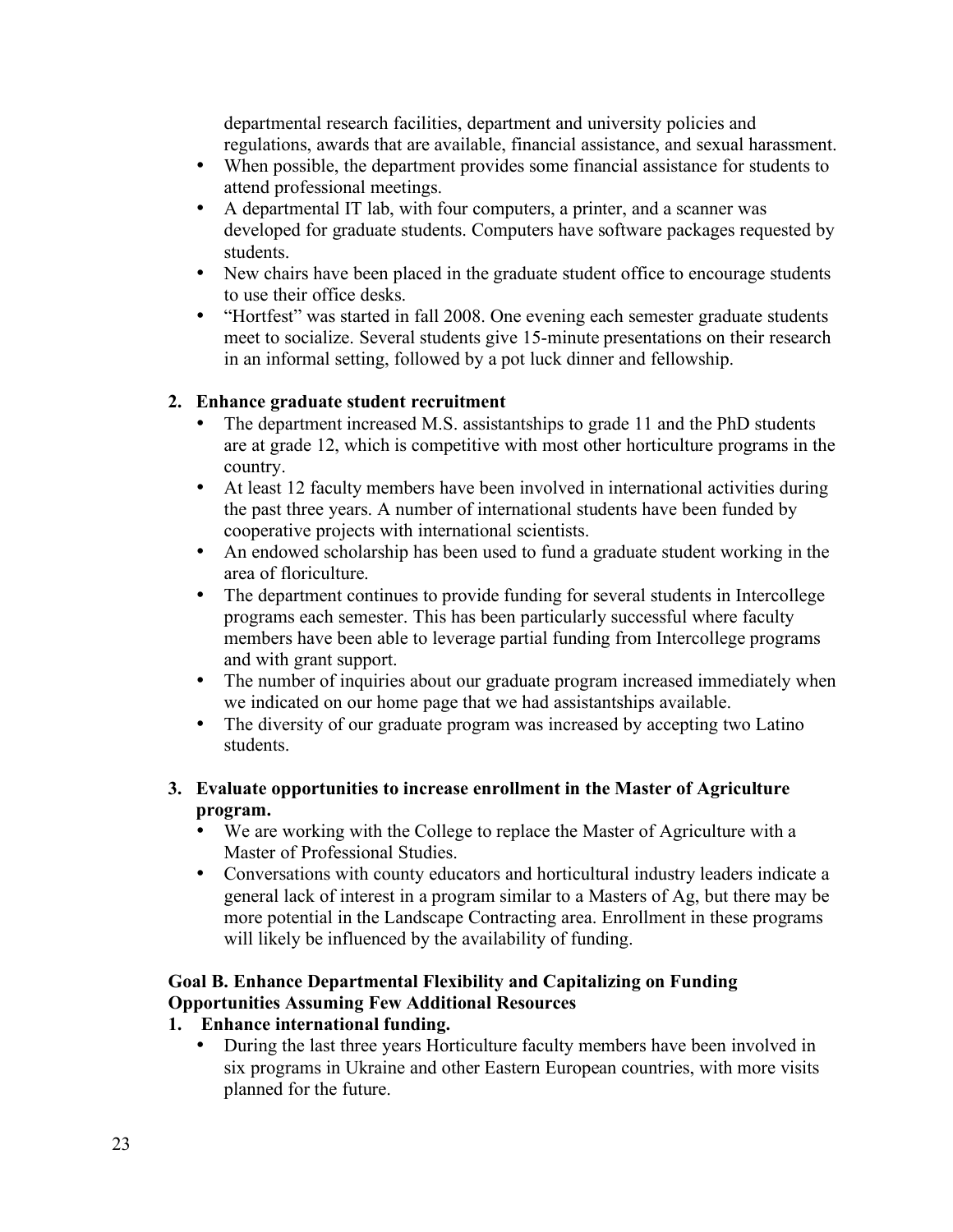departmental research facilities, department and university policies and regulations, awards that are available, financial assistance, and sexual harassment.
- When possible, the department provides some financial assistance for students to attend professional meetings.
- A departmental IT lab, with four computers, a printer, and a scanner was developed for graduate students. Computers have software packages requested by students.
- New chairs have been placed in the graduate student office to encourage students to use their office desks.
- "Hortfest" was started in fall 2008. One evening each semester graduate students meet to socialize. Several students give 15-minute presentations on their research in an informal setting, followed by a pot luck dinner and fellowship.

**2. Enhance graduate student recruitment**

- The department increased M.S. assistantships to grade 11 and the PhD students are at grade 12, which is competitive with most other horticulture programs in the country.
- At least 12 faculty members have been involved in international activities during the past three years. A number of international students have been funded by cooperative projects with international scientists.
- An endowed scholarship has been used to fund a graduate student working in the area of floriculture.
- The department continues to provide funding for several students in Intercollege programs each semester. This has been particularly successful where faculty members have been able to leverage partial funding from Intercollege programs and with grant support.
- The number of inquiries about our graduate program increased immediately when we indicated on our home page that we had assistantships available.
- The diversity of our graduate program was increased by accepting two Latino students.

**3. Evaluate opportunities to increase enrollment in the Master of Agriculture program.**

- We are working with the College to replace the Master of Agriculture with a Master of Professional Studies.
- Conversations with county educators and horticultural industry leaders indicate a general lack of interest in a program similar to a Masters of Ag, but there may be more potential in the Landscape Contracting area. Enrollment in these programs will likely be influenced by the availability of funding.

**Goal B. Enhance Departmental Flexibility and Capitalizing on Funding Opportunities Assuming Few Additional Resources**

**1. Enhance international funding.**

- During the last three years Horticulture faculty members have been involved in six programs in Ukraine and other Eastern European countries, with more visits planned for the future.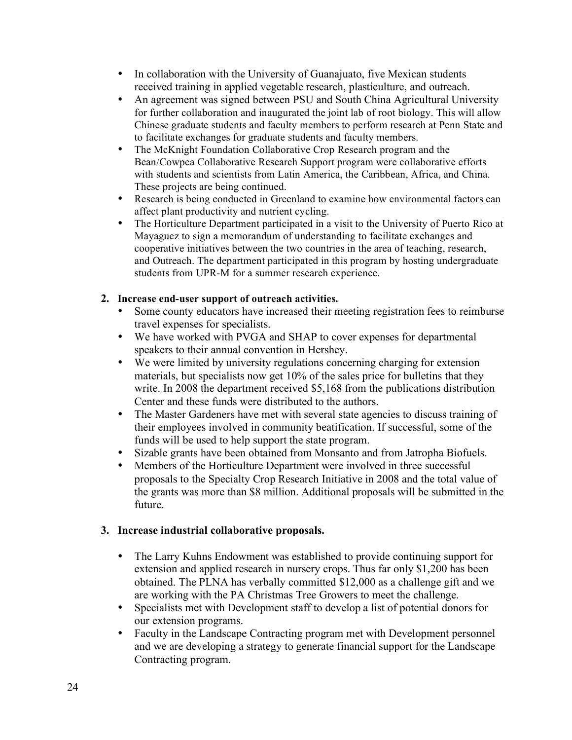- In collaboration with the University of Guanajuato, five Mexican students received training in applied vegetable research, plasticulture, and outreach.
- An agreement was signed between PSU and South China Agricultural University for further collaboration and inaugurated the joint lab of root biology. This will allow Chinese graduate students and faculty members to perform research at Penn State and to facilitate exchanges for graduate students and faculty members.
- The McKnight Foundation Collaborative Crop Research program and the Bean/Cowpea Collaborative Research Support program were collaborative efforts with students and scientists from Latin America, the Caribbean, Africa, and China. These projects are being continued.
- Research is being conducted in Greenland to examine how environmental factors can affect plant productivity and nutrient cycling.
- The Horticulture Department participated in a visit to the University of Puerto Rico at Mayaguez to sign a memorandum of understanding to facilitate exchanges and cooperative initiatives between the two countries in the area of teaching, research, and Outreach. The department participated in this program by hosting undergraduate students from UPR-M for a summer research experience.

2. **Increase end-user support of outreach activities.**
   - Some county educators have increased their meeting registration fees to reimburse travel expenses for specialists.
   - We have worked with PVGA and SHAP to cover expenses for departmental speakers to their annual convention in Hershey.
   - We were limited by university regulations concerning charging for extension materials, but specialists now get 10% of the sales price for bulletins that they write. In 2008 the department received $5,168 from the publications distribution Center and these funds were distributed to the authors.
   - The Master Gardeners have met with several state agencies to discuss training of their employees involved in community beatification. If successful, some of the funds will be used to help support the state program.
   - Sizable grants have been obtained from Monsanto and from Jatropha Biofuels.
   - Members of the Horticulture Department were involved in three successful proposals to the Specialty Crop Research Initiative in 2008 and the total value of the grants was more than $8 million. Additional proposals will be submitted in the future.

3. **Increase industrial collaborative proposals.**
   - The Larry Kuhns Endowment was established to provide continuing support for extension and applied research in nursery crops. Thus far only $1,200 has been obtained. The PLNA has verbally committed $12,000 as a challenge gift and we are working with the PA Christmas Tree Growers to meet the challenge.
   - Specialists met with Development staff to develop a list of potential donors for our extension programs.
   - Faculty in the Landscape Contracting program met with Development personnel and we are developing a strategy to generate financial support for the Landscape Contracting program.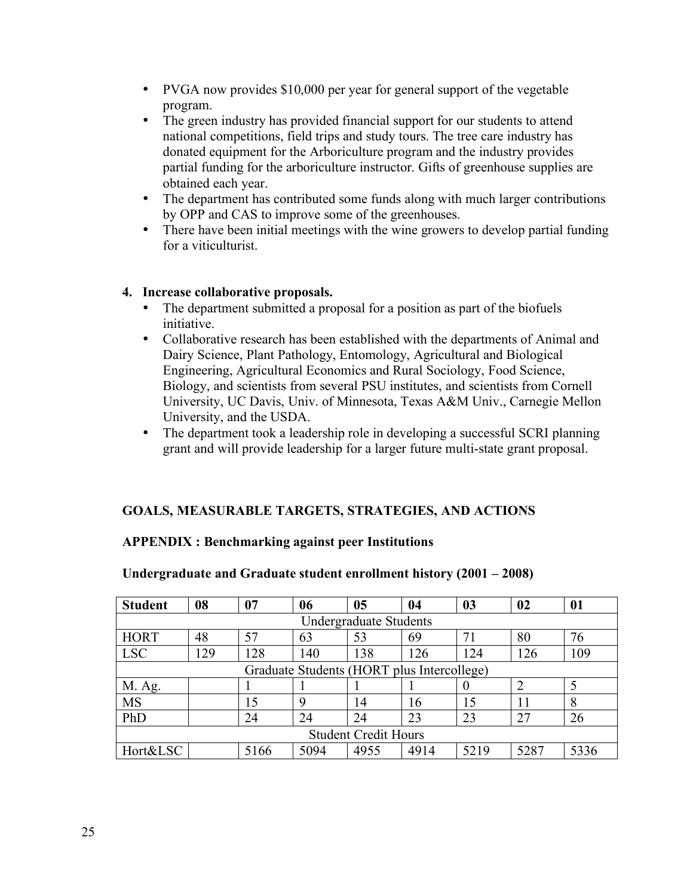- PVGA now provides $10,000 per year for general support of the vegetable program.
- The green industry has provided financial support for our students to attend national competitions, field trips and study tours. The tree care industry has donated equipment for the Arboriculture program and the industry provides partial funding for the arboriculture instructor. Gifts of greenhouse supplies are obtained each year.
- The department has contributed some funds along with much larger contributions by OPP and CAS to improve some of the greenhouses.
- There have been initial meetings with the wine growers to develop partial funding for a viticulturist.

**4. Increase collaborative proposals.**

- The department submitted a proposal for a position as part of the biofuels initiative.
- Collaborative research has been established with the departments of Animal and Dairy Science, Plant Pathology, Entomology, Agricultural and Biological Engineering, Agricultural Economics and Rural Sociology, Food Science, Biology, and scientists from several PSU institutes, and scientists from Cornell University, UC Davis, Univ. of Minnesota, Texas A&M Univ., Carnegie Mellon University, and the USDA.
- The department took a leadership role in developing a successful SCRI planning grant and will provide leadership for a larger future multi-state grant proposal.

## GOALS, MEASURABLE TARGETS, STRATEGIES, AND ACTIONS

### APPENDIX : Benchmarking against peer Institutions

**Undergraduate and Graduate student enrollment history (2001 – 2008)**

| Student | 08 | 07 | 06 | 05 | 04 | 03 | 02 | 01 |
|---|---|---|---|---|---|---|---|---|
| Undergraduate Students | | | | | | | | |
| HORT | 48 | 57 | 63 | 53 | 69 | 71 | 80 | 76 |
| LSC | 129 | 128 | 140 | 138 | 126 | 124 | 126 | 109 |
| Graduate Students (HORT plus Intercollege) | | | | | | | | |
| M. Ag. | | 1 | 1 | 1 | 1 | 0 | 2 | 5 |
| MS | | 15 | 9 | 14 | 16 | 15 | 11 | 8 |
| PhD | | 24 | 24 | 24 | 23 | 23 | 27 | 26 |
| Student Credit Hours | | | | | | | | |
| Hort&LSC | | 5166 | 5094 | 4955 | 4914 | 5219 | 5287 | 5336 |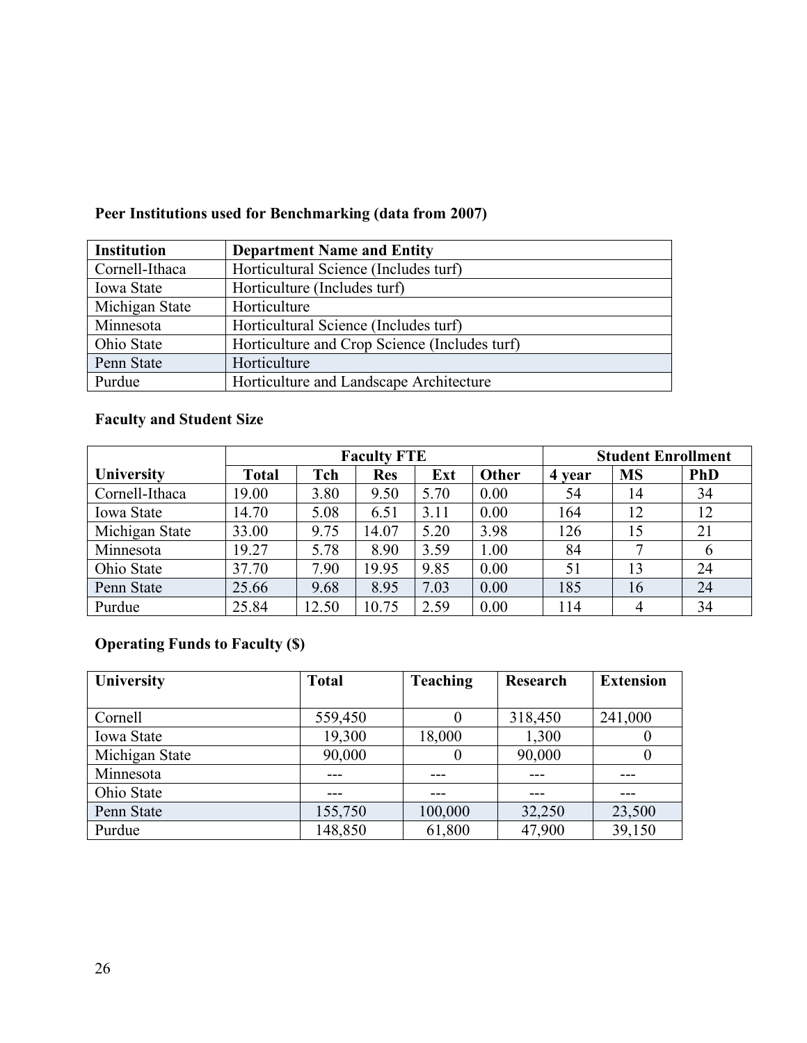**Peer Institutions used for Benchmarking (data from 2007)**

| Institution | Department Name and Entity |
|---|---|
| Cornell-Ithaca | Horticultural Science (Includes turf) |
| Iowa State | Horticulture (Includes turf) |
| Michigan State | Horticulture |
| Minnesota | Horticultural Science (Includes turf) |
| Ohio State | Horticulture and Crop Science (Includes turf) |
| Penn State | Horticulture |
| Purdue | Horticulture and Landscape Architecture |

**Faculty and Student Size**

| | Faculty FTE | | | | | Student Enrollment | | |
|---|---|---|---|---|---|---|---|---|
| University | Total | Tch | Res | Ext | Other | 4 year | MS | PhD |
| Cornell-Ithaca | 19.00 | 3.80 | 9.50 | 5.70 | 0.00 | 54 | 14 | 34 |
| Iowa State | 14.70 | 5.08 | 6.51 | 3.11 | 0.00 | 164 | 12 | 12 |
| Michigan State | 33.00 | 9.75 | 14.07 | 5.20 | 3.98 | 126 | 15 | 21 |
| Minnesota | 19.27 | 5.78 | 8.90 | 3.59 | 1.00 | 84 | 7 | 6 |
| Ohio State | 37.70 | 7.90 | 19.95 | 9.85 | 0.00 | 51 | 13 | 24 |
| Penn State | 25.66 | 9.68 | 8.95 | 7.03 | 0.00 | 185 | 16 | 24 |
| Purdue | 25.84 | 12.50 | 10.75 | 2.59 | 0.00 | 114 | 4 | 34 |

**Operating Funds to Faculty ($)**

| University | Total | Teaching | Research | Extension |
|---|---|---|---|---|
| Cornell | 559,450 | 0 | 318,450 | 241,000 |
| Iowa State | 19,300 | 18,000 | 1,300 | 0 |
| Michigan State | 90,000 | 0 | 90,000 | 0 |
| Minnesota | --- | --- | --- | --- |
| Ohio State | --- | --- | --- | --- |
| Penn State | 155,750 | 100,000 | 32,250 | 23,500 |
| Purdue | 148,850 | 61,800 | 47,900 | 39,150 |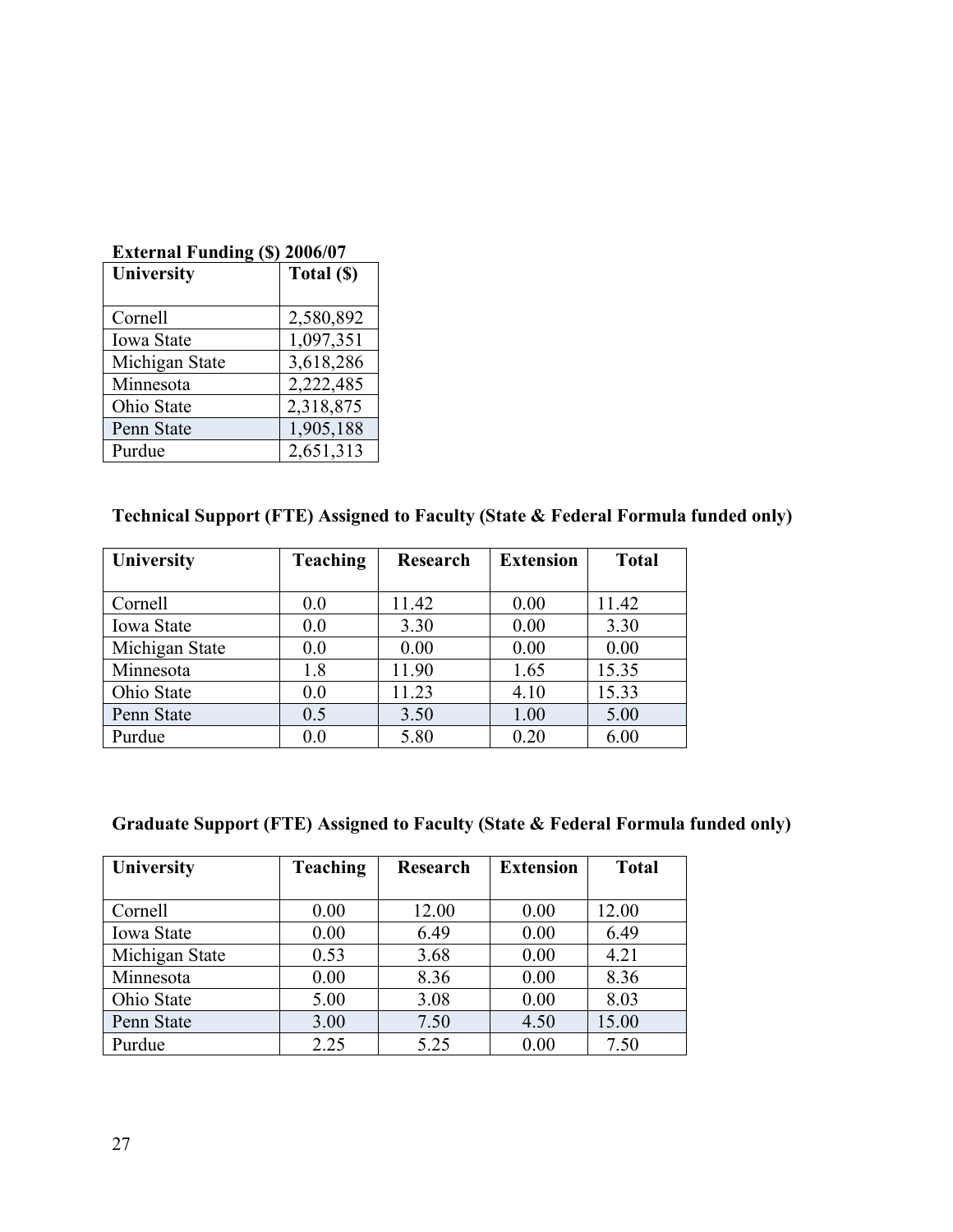**External Funding ($) 2006/07**

| University | Total ($) |
|---|---|
| Cornell | 2,580,892 |
| Iowa State | 1,097,351 |
| Michigan State | 3,618,286 |
| Minnesota | 2,222,485 |
| Ohio State | 2,318,875 |
| Penn State | 1,905,188 |
| Purdue | 2,651,313 |

**Technical Support (FTE) Assigned to Faculty (State & Federal Formula funded only)**

| University | Teaching | Research | Extension | Total |
|---|---|---|---|---|
| Cornell | 0.0 | 11.42 | 0.00 | 11.42 |
| Iowa State | 0.0 | 3.30 | 0.00 | 3.30 |
| Michigan State | 0.0 | 0.00 | 0.00 | 0.00 |
| Minnesota | 1.8 | 11.90 | 1.65 | 15.35 |
| Ohio State | 0.0 | 11.23 | 4.10 | 15.33 |
| Penn State | 0.5 | 3.50 | 1.00 | 5.00 |
| Purdue | 0.0 | 5.80 | 0.20 | 6.00 |

**Graduate Support (FTE) Assigned to Faculty (State & Federal Formula funded only)**

| University | Teaching | Research | Extension | Total |
|---|---|---|---|---|
| Cornell | 0.00 | 12.00 | 0.00 | 12.00 |
| Iowa State | 0.00 | 6.49 | 0.00 | 6.49 |
| Michigan State | 0.53 | 3.68 | 0.00 | 4.21 |
| Minnesota | 0.00 | 8.36 | 0.00 | 8.36 |
| Ohio State | 5.00 | 3.08 | 0.00 | 8.03 |
| Penn State | 3.00 | 7.50 | 4.50 | 15.00 |
| Purdue | 2.25 | 5.25 | 0.00 | 7.50 |